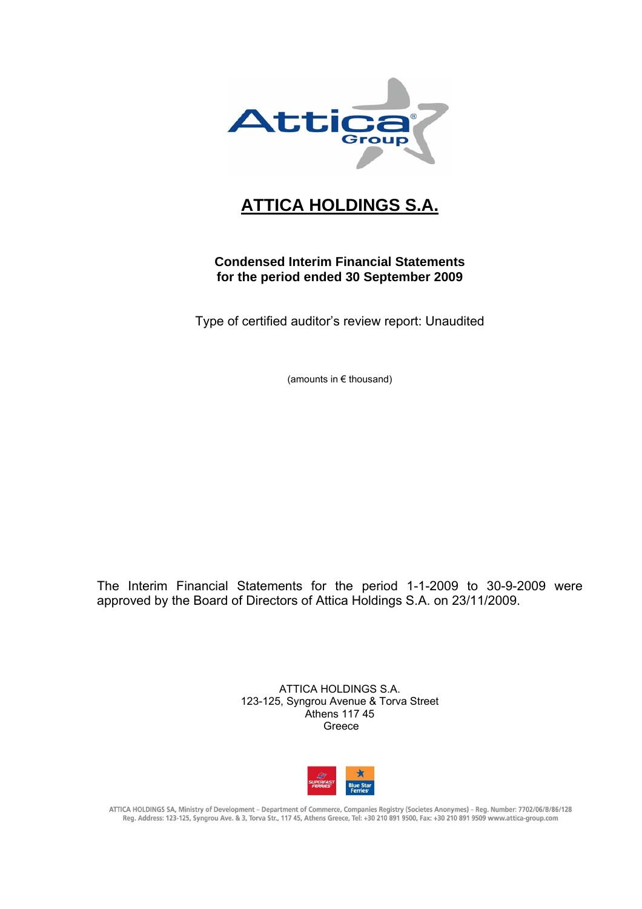# ATTICA HOLDINGS S.A.

**Condensed Interim Financial Statements**
**for the period ended 30 September 2009**

Type of certified auditor's review report: Unaudited

(amounts in € thousand)

The Interim Financial Statements for the period 1-1-2009 to 30-9-2009 were approved by the Board of Directors of Attica Holdings S.A. on 23/11/2009.

ATTICA HOLDINGS S.A.
123-125, Syngrou Avenue & Torva Street
Athens 117 45
Greece

ATTICA HOLDINGS SA, Ministry of Development – Department of Commerce, Companies Registry (Societes Anonymes) – Reg. Number: 7702/06/B/86/128
Reg. Address: 123-125, Syngrou Ave. & 3, Torva Str., 117 45, Athens Greece, Tel: +30 210 891 9500, Fax: +30 210 891 9509 www.attica-group.com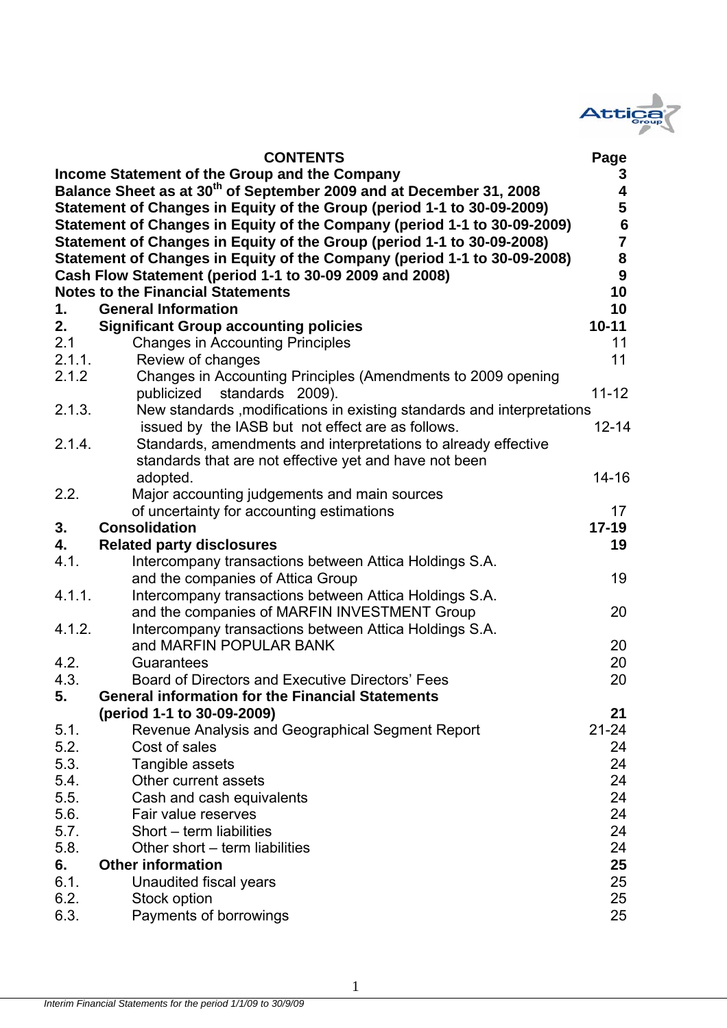| CONTENTS | | Page |
|---|---|---|
| **Income Statement of the Group and the Company** | | **3** |
| **Balance Sheet as at 30th of September 2009 and at December 31, 2008** | | **4** |
| **Statement of Changes in Equity of the Group (period 1-1 to 30-09-2009)** | | **5** |
| **Statement of Changes in Equity of the Company (period 1-1 to 30-09-2009)** | | **6** |
| **Statement of Changes in Equity of the Group (period 1-1 to 30-09-2008)** | | **7** |
| **Statement of Changes in Equity of the Company (period 1-1 to 30-09-2008)** | | **8** |
| **Cash Flow Statement (period 1-1 to 30-09 2009 and 2008)** | | **9** |
| **Notes to the Financial Statements** | | **10** |
| **1.** | **General Information** | **10** |
| **2.** | **Significant Group accounting policies** | **10-11** |
| 2.1 | Changes in Accounting Principles | 11 |
| 2.1.1. | Review of changes | 11 |
| 2.1.2 | Changes in Accounting Principles (Amendments to 2009 opening publicized standards 2009). | 11-12 |
| 2.1.3. | New standards ,modifications in existing standards and interpretations issued by the IASB but not effect are as follows. | 12-14 |
| 2.1.4. | Standards, amendments and interpretations to already effective standards that are not effective yet and have not been adopted. | 14-16 |
| 2.2. | Major accounting judgements and main sources of uncertainty for accounting estimations | 17 |
| **3.** | **Consolidation** | **17-19** |
| **4.** | **Related party disclosures** | **19** |
| 4.1. | Intercompany transactions between Attica Holdings S.A. and the companies of Attica Group | 19 |
| 4.1.1. | Intercompany transactions between Attica Holdings S.A. and the companies of MARFIN INVESTMENT Group | 20 |
| 4.1.2. | Intercompany transactions between Attica Holdings S.A. and MARFIN POPULAR BANK | 20 |
| 4.2. | Guarantees | 20 |
| 4.3. | Board of Directors and Executive Directors' Fees | 20 |
| **5.** | **General information for the Financial Statements (period 1-1 to 30-09-2009)** | **21** |
| 5.1. | Revenue Analysis and Geographical Segment Report | 21-24 |
| 5.2. | Cost of sales | 24 |
| 5.3. | Tangible assets | 24 |
| 5.4. | Other current assets | 24 |
| 5.5. | Cash and cash equivalents | 24 |
| 5.6. | Fair value reserves | 24 |
| 5.7. | Short – term liabilities | 24 |
| 5.8. | Other short – term liabilities | 24 |
| **6.** | **Other information** | **25** |
| 6.1. | Unaudited fiscal years | 25 |
| 6.2. | Stock option | 25 |
| 6.3. | Payments of borrowings | 25 |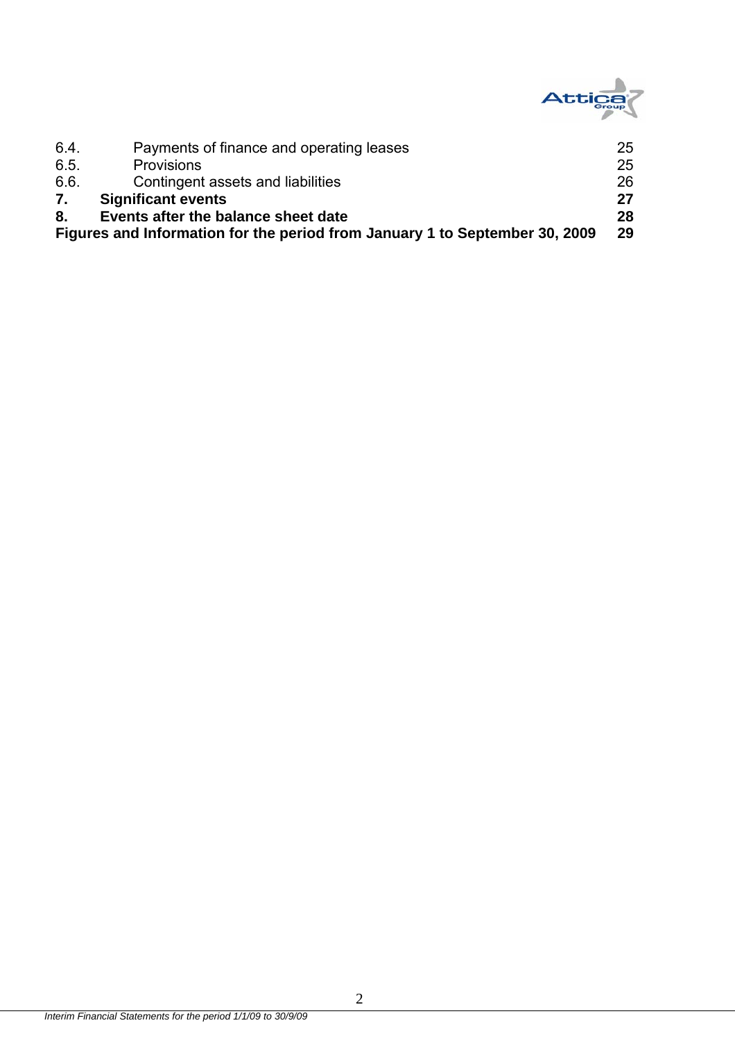| | | |
|---|---|---|
| 6.4. | Payments of finance and operating leases | 25 |
| 6.5. | Provisions | 25 |
| 6.6. | Contingent assets and liabilities | 26 |
| **7.** | **Significant events** | **27** |
| **8.** | **Events after the balance sheet date** | **28** |
| **Figures and Information for the period from January 1 to September 30, 2009** | | **29** |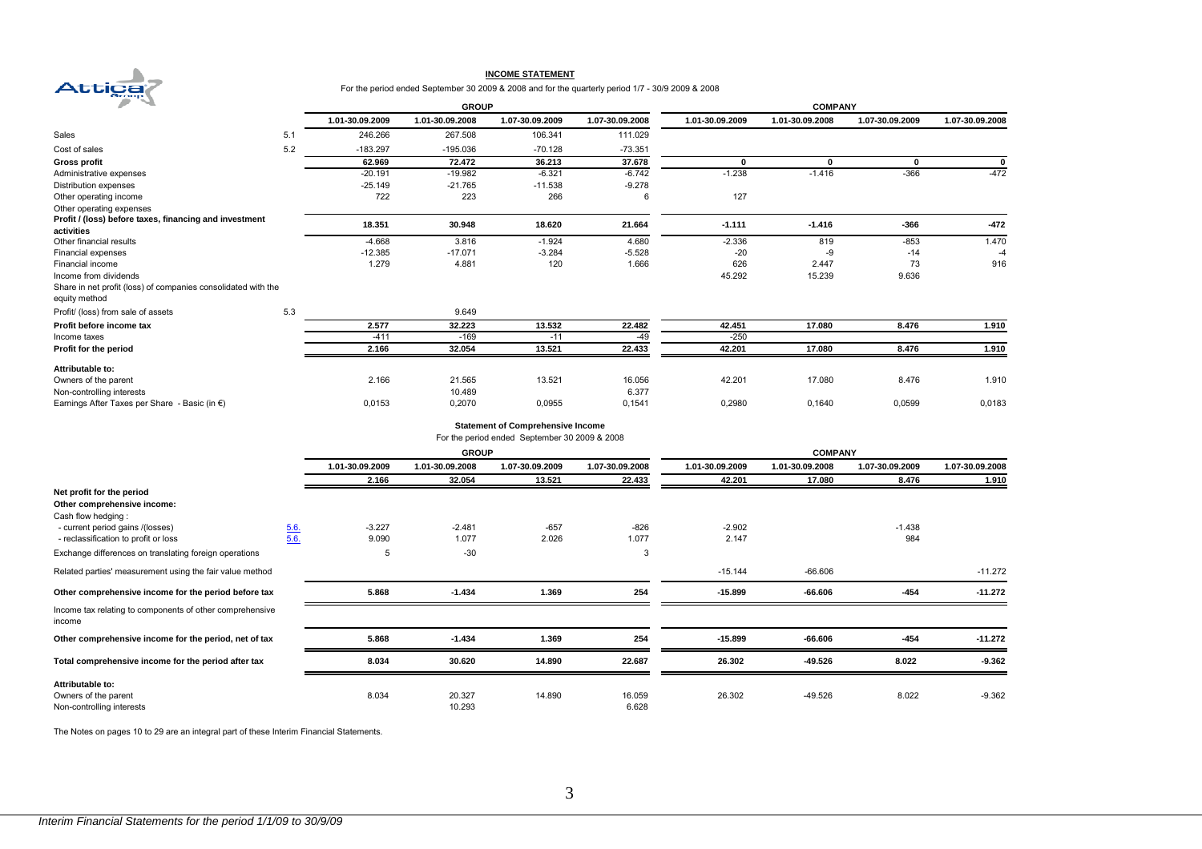## INCOME STATEMENT

For the period ended September 30 2009 & 2008 and for the quarterly period 1/7 - 30/9 2009 & 2008

| | | GROUP | | | | COMPANY | | | |
|---|---|---|---|---|---|---|---|---|---|
| | | 1.01-30.09.2009 | 1.01-30.09.2008 | 1.07-30.09.2009 | 1.07-30.09.2008 | 1.01-30.09.2009 | 1.01-30.09.2008 | 1.07-30.09.2009 | 1.07-30.09.2008 |
| Sales | 5.1 | 246.266 | 267.508 | 106.341 | 111.029 | | | | |
| Cost of sales | 5.2 | -183.297 | -195.036 | -70.128 | -73.351 | | | | |
| **Gross profit** | | 62.969 | 72.472 | 36.213 | 37.678 | 0 | 0 | 0 | 0 |
| Administrative expenses | | -20.191 | -19.982 | -6.321 | -6.742 | -1.238 | -1.416 | -366 | -472 |
| Distribution expenses | | -25.149 | -21.765 | -11.538 | -9.278 | | | | |
| Other operating income | | 722 | 223 | 266 | 6 | 127 | | | |
| Other operating expenses | | | | | | | | | |
| **Profit / (loss) before taxes, financing and investment activities** | | 18.351 | 30.948 | 18.620 | 21.664 | -1.111 | -1.416 | -366 | -472 |
| Other financial results | | -4.668 | 3.816 | -1.924 | 4.680 | -2.336 | 819 | -853 | 1.470 |
| Financial expenses | | -12.385 | -17.071 | -3.284 | -5.528 | -20 | -9 | -14 | -4 |
| Financial income | | 1.279 | 4.881 | 120 | 1.666 | 626 | 2.447 | 73 | 916 |
| Income from dividends | | | | | | 45.292 | 15.239 | 9.636 | |
| Share in net profit (loss) of companies consolidated with the equity method | | | | | | | | | |
| Profit/ (loss) from sale of assets | 5.3 | | 9.649 | | | | | | |
| **Profit before income tax** | | 2.577 | 32.223 | 13.532 | 22.482 | 42.451 | 17.080 | 8.476 | 1.910 |
| Income taxes | | -411 | -169 | -11 | -49 | -250 | | | |
| **Profit for the period** | | 2.166 | 32.054 | 13.521 | 22.433 | 42.201 | 17.080 | 8.476 | 1.910 |
| **Attributable to:** | | | | | | | | | |
| Owners of the parent | | 2.166 | 21.565 | 13.521 | 16.056 | 42.201 | 17.080 | 8.476 | 1.910 |
| Non-controlling interests | | | 10.489 | | 6.377 | | | | |
| Earnings After Taxes per Share - Basic (in €) | | 0,0153 | 0,2070 | 0,0955 | 0,1541 | 0,2980 | 0,1640 | 0,0599 | 0,0183 |

## Statement of Comprehensive Income

For the period ended September 30 2009 & 2008

| | | GROUP | | | | COMPANY | | | |
|---|---|---|---|---|---|---|---|---|---|
| | | 1.01-30.09.2009 | 1.01-30.09.2008 | 1.07-30.09.2009 | 1.07-30.09.2008 | 1.01-30.09.2009 | 1.01-30.09.2008 | 1.07-30.09.2009 | 1.07-30.09.2008 |
| **Net profit for the period** | | 2.166 | 32.054 | 13.521 | 22.433 | 42.201 | 17.080 | 8.476 | 1.910 |
| **Other comprehensive income:** | | | | | | | | | |
| Cash flow hedging : | | | | | | | | | |
| - current period gains /(losses) | 5.6. | -3.227 | -2.481 | -657 | -826 | -2.902 | | -1.438 | |
| - reclassification to profit or loss | 5.6. | 9.090 | 1.077 | 2.026 | 1.077 | 2.147 | | 984 | |
| Exchange differences on translating foreign operations | | 5 | -30 | | 3 | | | | |
| Related parties' measurement using the fair value method | | | | | | -15.144 | -66.606 | | -11.272 |
| **Other comprehensive income for the period before tax** | | 5.868 | -1.434 | 1.369 | 254 | -15.899 | -66.606 | -454 | -11.272 |
| Income tax relating to components of other comprehensive income | | | | | | | | | |
| **Other comprehensive income for the period, net of tax** | | 5.868 | -1.434 | 1.369 | 254 | -15.899 | -66.606 | -454 | -11.272 |
| **Total comprehensive income for the period after tax** | | 8.034 | 30.620 | 14.890 | 22.687 | 26.302 | -49.526 | 8.022 | -9.362 |
| **Attributable to:** | | | | | | | | | |
| Owners of the parent | | 8.034 | 20.327 | 14.890 | 16.059 | 26.302 | -49.526 | 8.022 | -9.362 |
| Non-controlling interests | | | 10.293 | | 6.628 | | | | |

The Notes on pages 10 to 29 are an integral part of these Interim Financial Statements.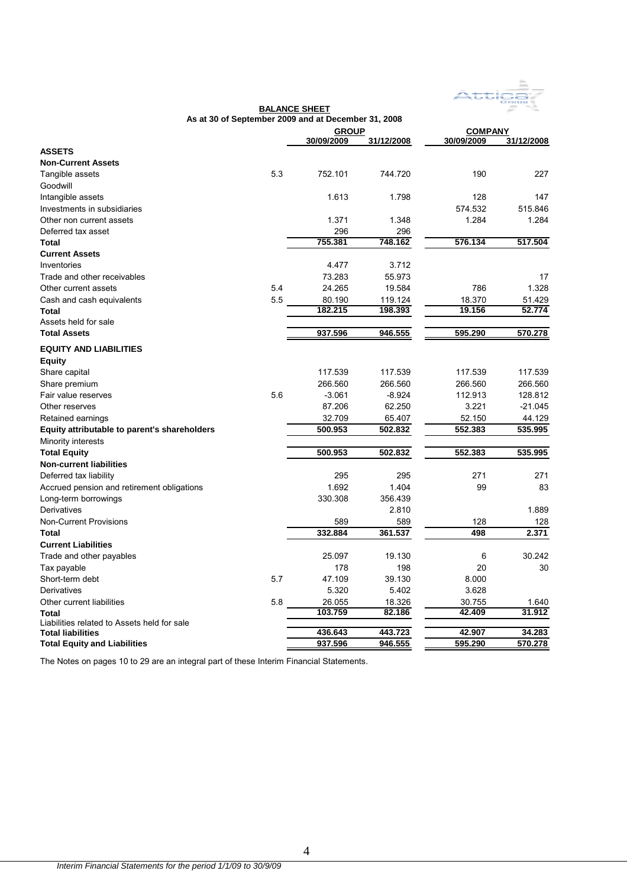## BALANCE SHEET

### As at 30 of September 2009 and at December 31, 2008

| | | GROUP | | COMPANY | |
|---|---|---|---|---|---|
| | | 30/09/2009 | 31/12/2008 | 30/09/2009 | 31/12/2008 |
| **ASSETS** | | | | | |
| **Non-Current Assets** | | | | | |
| Tangible assets | 5.3 | 752.101 | 744.720 | 190 | 227 |
| Goodwill | | | | | |
| Intangible assets | | 1.613 | 1.798 | 128 | 147 |
| Investments in subsidiaries | | | | 574.532 | 515.846 |
| Other non current assets | | 1.371 | 1.348 | 1.284 | 1.284 |
| Deferred tax asset | | 296 | 296 | | |
| **Total** | | **755.381** | **748.162** | **576.134** | **517.504** |
| **Current Assets** | | | | | |
| Inventories | | 4.477 | 3.712 | | |
| Trade and other receivables | | 73.283 | 55.973 | | 17 |
| Other current assets | 5.4 | 24.265 | 19.584 | 786 | 1.328 |
| Cash and cash equivalents | 5.5 | 80.190 | 119.124 | 18.370 | 51.429 |
| **Total** | | **182.215** | **198.393** | **19.156** | **52.774** |
| Assets held for sale | | | | | |
| **Total Assets** | | **937.596** | **946.555** | **595.290** | **570.278** |
| **EQUITY AND LIABILITIES** | | | | | |
| **Equity** | | | | | |
| Share capital | | 117.539 | 117.539 | 117.539 | 117.539 |
| Share premium | | 266.560 | 266.560 | 266.560 | 266.560 |
| Fair value reserves | 5.6 | -3.061 | -8.924 | 112.913 | 128.812 |
| Other reserves | | 87.206 | 62.250 | 3.221 | -21.045 |
| Retained earnings | | 32.709 | 65.407 | 52.150 | 44.129 |
| **Equity attributable to parent's shareholders** | | **500.953** | **502.832** | **552.383** | **535.995** |
| Minority interests | | | | | |
| **Total Equity** | | **500.953** | **502.832** | **552.383** | **535.995** |
| **Non-current liabilities** | | | | | |
| Deferred tax liability | | 295 | 295 | 271 | 271 |
| Accrued pension and retirement obligations | | 1.692 | 1.404 | 99 | 83 |
| Long-term borrowings | | 330.308 | 356.439 | | |
| Derivatives | | | 2.810 | | 1.889 |
| Non-Current Provisions | | 589 | 589 | 128 | 128 |
| **Total** | | **332.884** | **361.537** | **498** | **2.371** |
| **Current Liabilities** | | | | | |
| Trade and other payables | | 25.097 | 19.130 | 6 | 30.242 |
| Tax payable | | 178 | 198 | 20 | 30 |
| Short-term debt | 5.7 | 47.109 | 39.130 | 8.000 | |
| Derivatives | | 5.320 | 5.402 | 3.628 | |
| Other current liabilities | 5.8 | 26.055 | 18.326 | 30.755 | 1.640 |
| **Total** | | **103.759** | **82.186** | **42.409** | **31.912** |
| Liabilities related to Assets held for sale | | | | | |
| **Total liabilities** | | **436.643** | **443.723** | **42.907** | **34.283** |
| **Total Equity and Liabilities** | | **937.596** | **946.555** | **595.290** | **570.278** |

The Notes on pages 10 to 29 are an integral part of these Interim Financial Statements.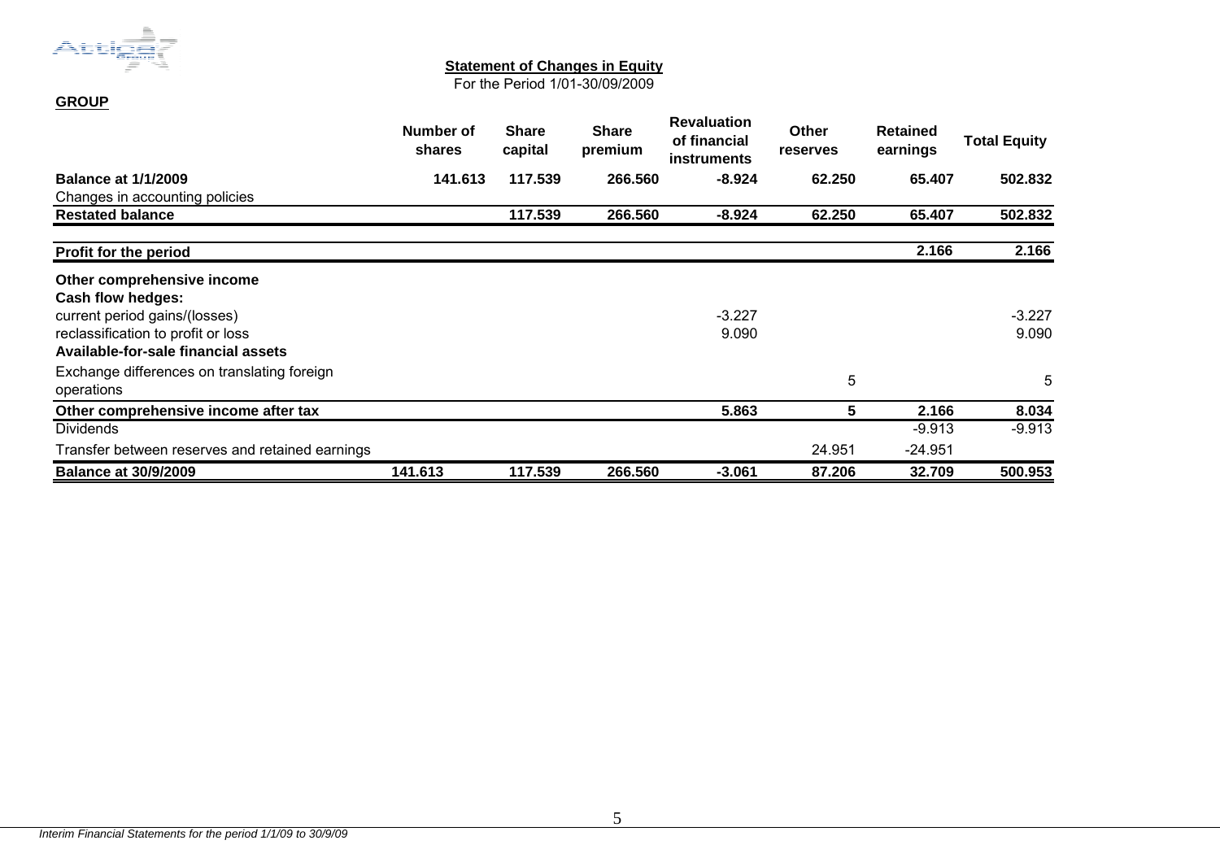## Statement of Changes in Equity

For the Period 1/01-30/09/2009

**GROUP**

| | Number of shares | Share capital | Share premium | Revaluation of financial instruments | Other reserves | Retained earnings | Total Equity |
|---|---|---|---|---|---|---|---|
| **Balance at 1/1/2009** | **141.613** | **117.539** | **266.560** | **-8.924** | **62.250** | **65.407** | **502.832** |
| Changes in accounting policies | | | | | | | |
| **Restated balance** | | **117.539** | **266.560** | **-8.924** | **62.250** | **65.407** | **502.832** |
| **Profit for the period** | | | | | | **2.166** | **2.166** |
| **Other comprehensive income** | | | | | | | |
| **Cash flow hedges:** | | | | | | | |
| current period gains/(losses) | | | | -3.227 | | | -3.227 |
| reclassification to profit or loss | | | | 9.090 | | | 9.090 |
| **Available-for-sale financial assets** | | | | | | | |
| Exchange differences on translating foreign operations | | | | | 5 | | 5 |
| **Other comprehensive income after tax** | | | | **5.863** | **5** | **2.166** | **8.034** |
| Dividends | | | | | | -9.913 | -9.913 |
| Transfer between reserves and retained earnings | | | | | 24.951 | -24.951 | |
| **Balance at 30/9/2009** | **141.613** | **117.539** | **266.560** | **-3.061** | **87.206** | **32.709** | **500.953** |

*Interim Financial Statements for the period 1/1/09 to 30/9/09*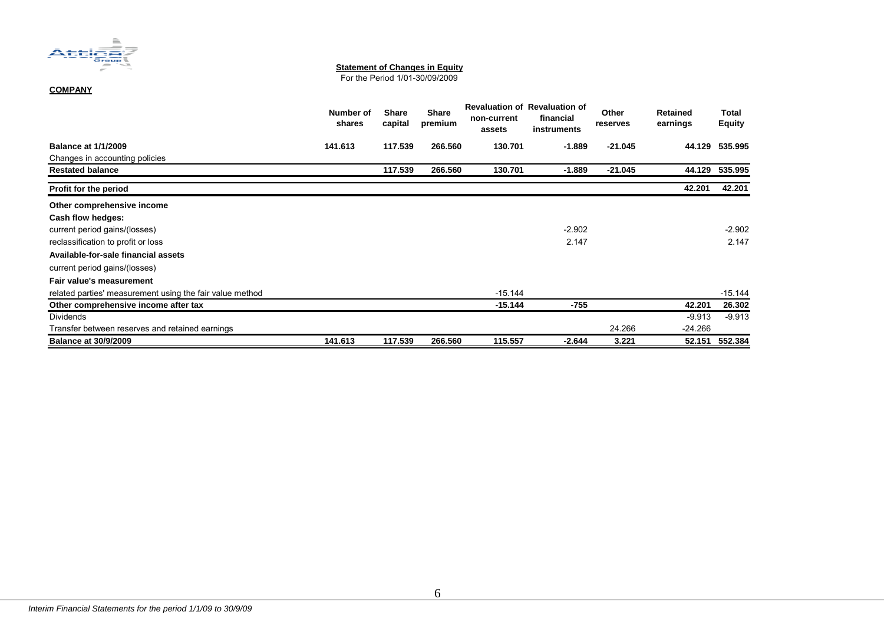**Statement of Changes in Equity**

For the Period 1/01-30/09/2009

**COMPANY**

| | Number of shares | Share capital | Share premium | Revaluation of non-current assets | Revaluation of financial instruments | Other reserves | Retained earnings | Total Equity |
|---|---|---|---|---|---|---|---|---|
| **Balance at 1/1/2009** | **141.613** | **117.539** | **266.560** | **130.701** | **-1.889** | **-21.045** | **44.129** | **535.995** |
| Changes in accounting policies | | | | | | | | |
| **Restated balance** | | **117.539** | **266.560** | **130.701** | **-1.889** | **-21.045** | **44.129** | **535.995** |
| **Profit for the period** | | | | | | | **42.201** | **42.201** |
| **Other comprehensive income** | | | | | | | | |
| **Cash flow hedges:** | | | | | | | | |
| current period gains/(losses) | | | | | -2.902 | | | -2.902 |
| reclassification to profit or loss | | | | | 2.147 | | | 2.147 |
| **Available-for-sale financial assets** | | | | | | | | |
| current period gains/(losses) | | | | | | | | |
| **Fair value's measurement** | | | | | | | | |
| related parties' measurement using the fair value method | | | | -15.144 | | | | -15.144 |
| **Other comprehensive income after tax** | | | | **-15.144** | **-755** | | **42.201** | **26.302** |
| Dividends | | | | | | | -9.913 | -9.913 |
| Transfer between reserves and retained earnings | | | | | | 24.266 | -24.266 | |
| **Balance at 30/9/2009** | **141.613** | **117.539** | **266.560** | **115.557** | **-2.644** | **3.221** | **52.151** | **552.384** |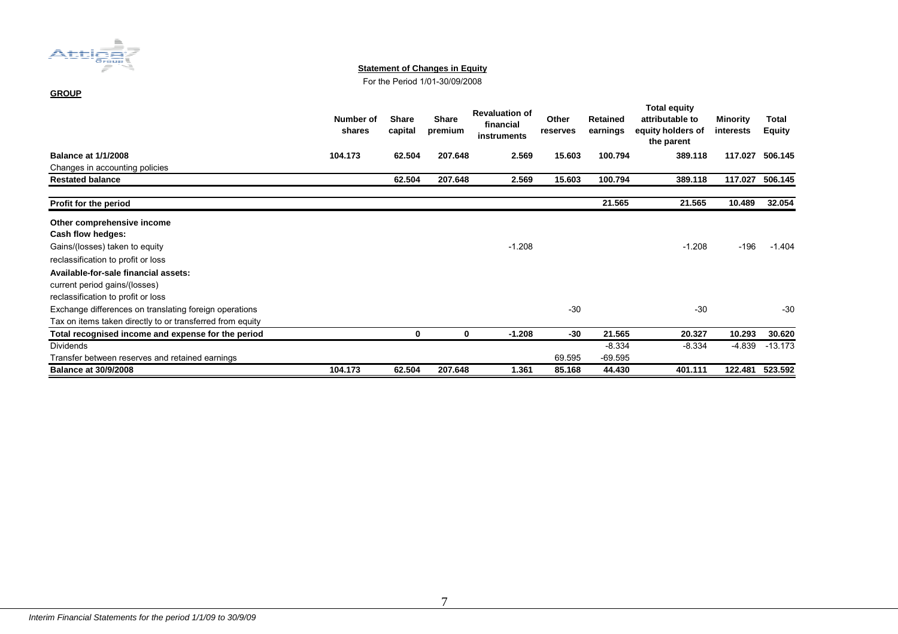**Statement of Changes in Equity**

For the Period 1/01-30/09/2008

**GROUP**

| | Number of shares | Share capital | Share premium | Revaluation of financial instruments | Other reserves | Retained earnings | Total equity attributable to equity holders of the parent | Minority interests | Total Equity |
|---|---|---|---|---|---|---|---|---|---|
| **Balance at 1/1/2008** | **104.173** | **62.504** | **207.648** | **2.569** | **15.603** | **100.794** | **389.118** | **117.027** | **506.145** |
| Changes in accounting policies | | | | | | | | | |
| **Restated balance** | | **62.504** | **207.648** | **2.569** | **15.603** | **100.794** | **389.118** | **117.027** | **506.145** |
| **Profit for the period** | | | | | | **21.565** | **21.565** | **10.489** | **32.054** |
| **Other comprehensive income** | | | | | | | | | |
| **Cash flow hedges:** | | | | | | | | | |
| Gains/(losses) taken to equity | | | | -1.208 | | | -1.208 | -196 | -1.404 |
| reclassification to profit or loss | | | | | | | | | |
| **Available-for-sale financial assets:** | | | | | | | | | |
| current period gains/(losses) | | | | | | | | | |
| reclassification to profit or loss | | | | | | | | | |
| Exchange differences on translating foreign operations | | | | | -30 | | -30 | | -30 |
| Tax on items taken directly to or transferred from equity | | | | | | | | | |
| **Total recognised income and expense for the period** | | **0** | **0** | **-1.208** | **-30** | **21.565** | **20.327** | **10.293** | **30.620** |
| Dividends | | | | | | -8.334 | -8.334 | -4.839 | -13.173 |
| Transfer between reserves and retained earnings | | | | | 69.595 | -69.595 | | | |
| **Balance at 30/9/2008** | **104.173** | **62.504** | **207.648** | **1.361** | **85.168** | **44.430** | **401.111** | **122.481** | **523.592** |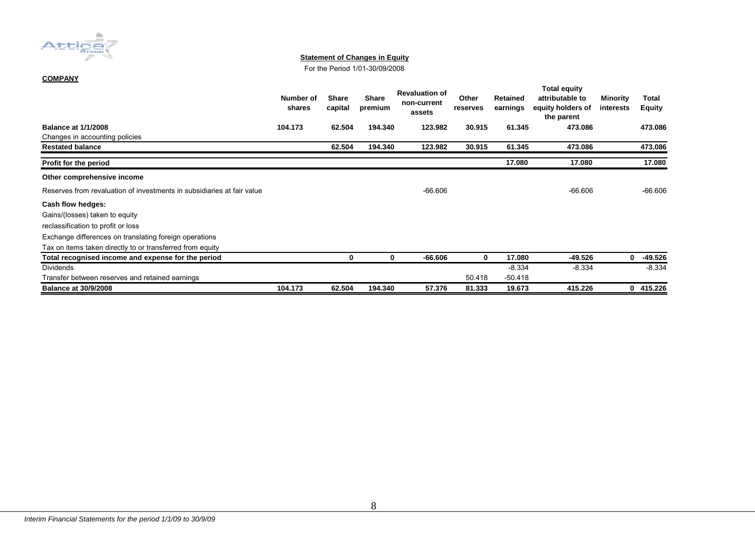**Statement of Changes in Equity**

For the Period 1/01-30/09/2008

**COMPANY**

| | Number of shares | Share capital | Share premium | Revaluation of non-current assets | Other reserves | Retained earnings | Total equity attributable to equity holders of the parent | Minority interests | Total Equity |
|---|---|---|---|---|---|---|---|---|---|
| **Balance at 1/1/2008** | **104.173** | **62.504** | **194.340** | **123.982** | **30.915** | **61.345** | **473.086** | | **473.086** |
| Changes in accounting policies | | | | | | | | | |
| **Restated balance** | | **62.504** | **194.340** | **123.982** | **30.915** | **61.345** | **473.086** | | **473.086** |
| **Profit for the period** | | | | | | **17.080** | **17.080** | | **17.080** |
| **Other comprehensive income** | | | | | | | | | |
| Reserves from revaluation of investments in subsidiaries at fair value | | | | -66.606 | | | -66.606 | | -66.606 |
| **Cash flow hedges:** | | | | | | | | | |
| Gains/(losses) taken to equity | | | | | | | | | |
| reclassification to profit or loss | | | | | | | | | |
| Exchange differences on translating foreign operations | | | | | | | | | |
| Tax on items taken directly to or transferred from equity | | | | | | | | | |
| **Total recognised income and expense for the period** | | **0** | **0** | **-66.606** | **0** | **17.080** | **-49.526** | **0** | **-49.526** |
| Dividends | | | | | | -8.334 | -8.334 | | -8.334 |
| Transfer between reserves and retained earnings | | | | | 50.418 | -50.418 | | | |
| **Balance at 30/9/2008** | **104.173** | **62.504** | **194.340** | **57.376** | **81.333** | **19.673** | **415.226** | **0** | **415.226** |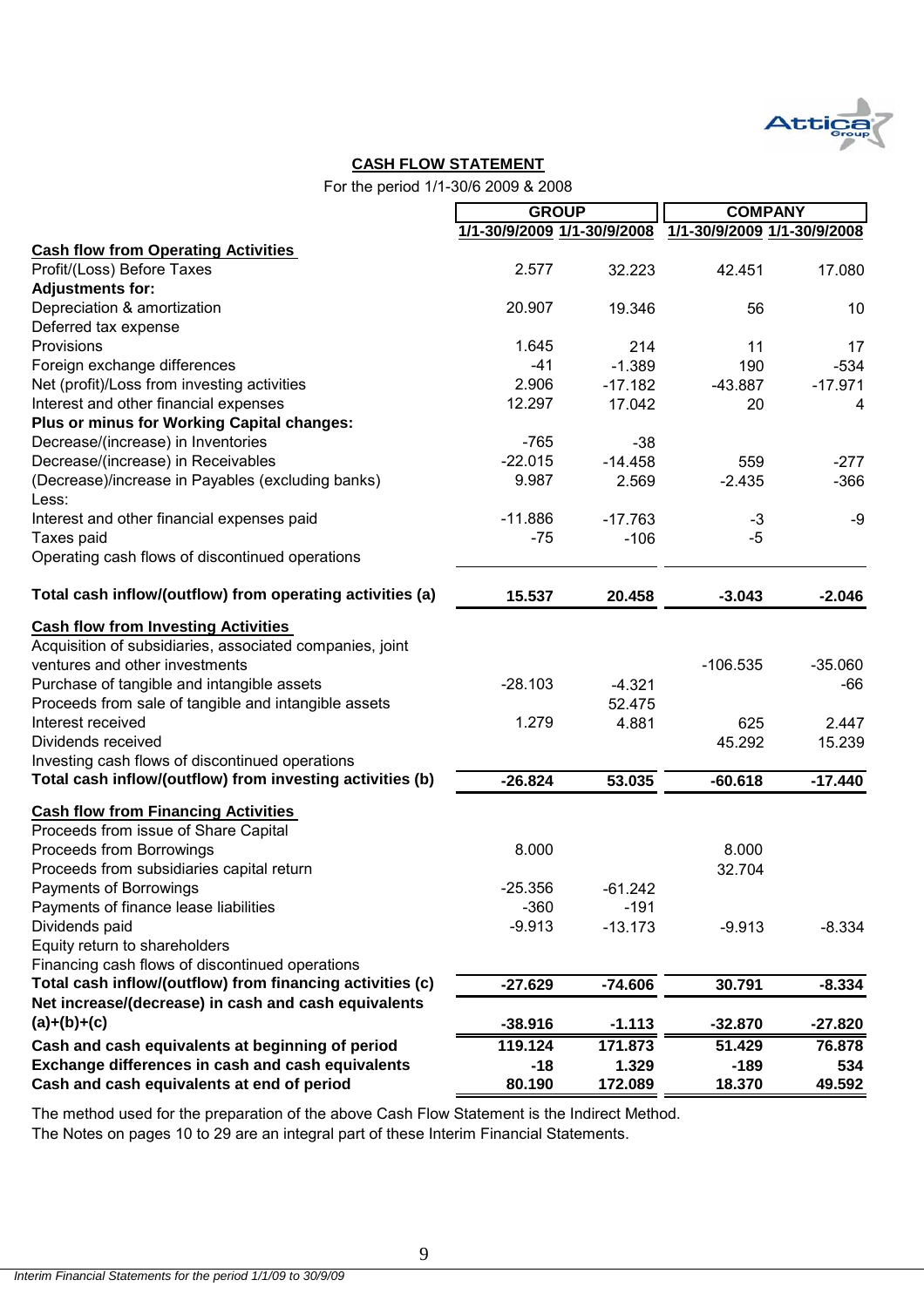## CASH FLOW STATEMENT

For the period 1/1-30/6 2009 & 2008

| | GROUP | | COMPANY | |
|---|---|---|---|---|
| | 1/1-30/9/2009 | 1/1-30/9/2008 | 1/1-30/9/2009 | 1/1-30/9/2008 |
| **Cash flow from Operating Activities** | | | | |
| Profit/(Loss) Before Taxes | 2.577 | 32.223 | 42.451 | 17.080 |
| **Adjustments for:** | | | | |
| Depreciation & amortization | 20.907 | 19.346 | 56 | 10 |
| Deferred tax expense | | | | |
| Provisions | 1.645 | 214 | 11 | 17 |
| Foreign exchange differences | -41 | -1.389 | 190 | -534 |
| Net (profit)/Loss from investing activities | 2.906 | -17.182 | -43.887 | -17.971 |
| Interest and other financial expenses | 12.297 | 17.042 | 20 | 4 |
| **Plus or minus for Working Capital changes:** | | | | |
| Decrease/(increase) in Inventories | -765 | -38 | | |
| Decrease/(increase) in Receivables | -22.015 | -14.458 | 559 | -277 |
| (Decrease)/increase in Payables (excluding banks) | 9.987 | 2.569 | -2.435 | -366 |
| Less: | | | | |
| Interest and other financial expenses paid | -11.886 | -17.763 | -3 | -9 |
| Taxes paid | -75 | -106 | -5 | |
| Operating cash flows of discontinued operations | | | | |
| **Total cash inflow/(outflow) from operating activities (a)** | **15.537** | **20.458** | **-3.043** | **-2.046** |
| **Cash flow from Investing Activities** | | | | |
| Acquisition of subsidiaries, associated companies, joint ventures and other investments | | | -106.535 | -35.060 |
| Purchase of tangible and intangible assets | -28.103 | -4.321 | | -66 |
| Proceeds from sale of tangible and intangible assets | | 52.475 | | |
| Interest received | 1.279 | 4.881 | 625 | 2.447 |
| Dividends received | | | 45.292 | 15.239 |
| Investing cash flows of discontinued operations | | | | |
| **Total cash inflow/(outflow) from investing activities (b)** | **-26.824** | **53.035** | **-60.618** | **-17.440** |
| **Cash flow from Financing Activities** | | | | |
| Proceeds from issue of Share Capital | | | | |
| Proceeds from Borrowings | 8.000 | | 8.000 | |
| Proceeds from subsidiaries capital return | | | 32.704 | |
| Payments of Borrowings | -25.356 | -61.242 | | |
| Payments of finance lease liabilities | -360 | -191 | | |
| Dividends paid | -9.913 | -13.173 | -9.913 | -8.334 |
| Equity return to shareholders | | | | |
| Financing cash flows of discontinued operations | | | | |
| **Total cash inflow/(outflow) from financing activities (c)** | **-27.629** | **-74.606** | **30.791** | **-8.334** |
| **Net increase/(decrease) in cash and cash equivalents (a)+(b)+(c)** | **-38.916** | **-1.113** | **-32.870** | **-27.820** |
| **Cash and cash equivalents at beginning of period** | **119.124** | **171.873** | **51.429** | **76.878** |
| **Exchange differences in cash and cash equivalents** | **-18** | **1.329** | **-189** | **534** |
| **Cash and cash equivalents at end of period** | **80.190** | **172.089** | **18.370** | **49.592** |

The method used for the preparation of the above Cash Flow Statement is the Indirect Method.
The Notes on pages 10 to 29 are an integral part of these Interim Financial Statements.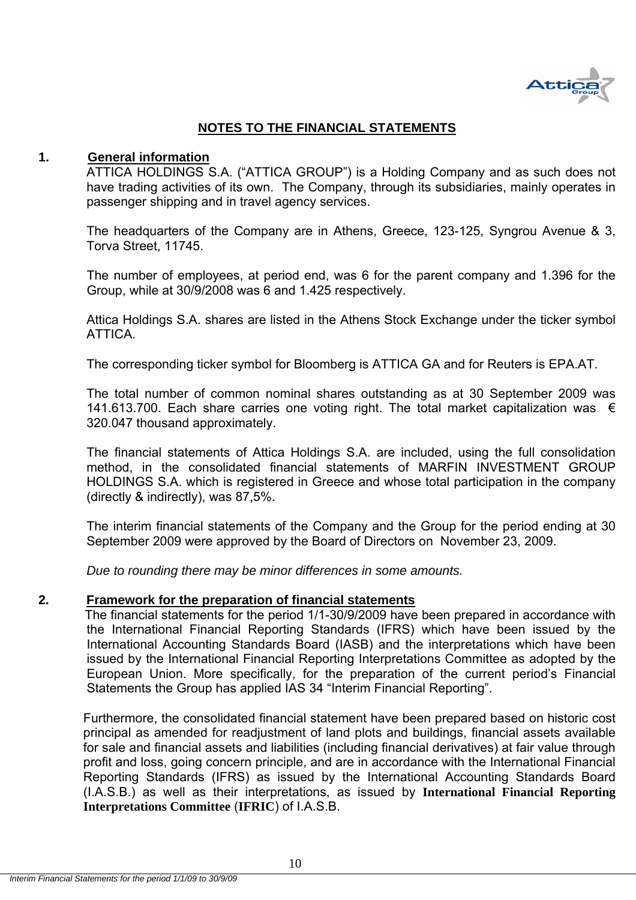# NOTES TO THE FINANCIAL STATEMENTS

## 1. General information

ATTICA HOLDINGS S.A. (“ATTICA GROUP”) is a Holding Company and as such does not have trading activities of its own. The Company, through its subsidiaries, mainly operates in passenger shipping and in travel agency services.

The headquarters of the Company are in Athens, Greece, 123-125, Syngrou Avenue & 3, Torva Street, 11745.

The number of employees, at period end, was 6 for the parent company and 1.396 for the Group, while at 30/9/2008 was 6 and 1.425 respectively.

Attica Holdings S.A. shares are listed in the Athens Stock Exchange under the ticker symbol ATTICA.

The corresponding ticker symbol for Bloomberg is ATTICA GA and for Reuters is EPA.AT.

The total number of common nominal shares outstanding as at 30 September 2009 was 141.613.700. Each share carries one voting right. The total market capitalization was € 320.047 thousand approximately.

The financial statements of Attica Holdings S.A. are included, using the full consolidation method, in the consolidated financial statements of MARFIN INVESTMENT GROUP HOLDINGS S.A. which is registered in Greece and whose total participation in the company (directly & indirectly), was 87,5%.

The interim financial statements of the Company and the Group for the period ending at 30 September 2009 were approved by the Board of Directors on November 23, 2009.

*Due to rounding there may be minor differences in some amounts.*

## 2. Framework for the preparation of financial statements

The financial statements for the period 1/1-30/9/2009 have been prepared in accordance with the International Financial Reporting Standards (IFRS) which have been issued by the International Accounting Standards Board (IASB) and the interpretations which have been issued by the International Financial Reporting Interpretations Committee as adopted by the European Union. More specifically, for the preparation of the current period’s Financial Statements the Group has applied IAS 34 “Interim Financial Reporting”.

Furthermore, the consolidated financial statement have been prepared based on historic cost principal as amended for readjustment of land plots and buildings, financial assets available for sale and financial assets and liabilities (including financial derivatives) at fair value through profit and loss, going concern principle, and are in accordance with the International Financial Reporting Standards (IFRS) as issued by the International Accounting Standards Board (I.A.S.B.) as well as their interpretations, as issued by **International Financial Reporting Interpretations Committee** (**IFRIC**) of I.A.S.B.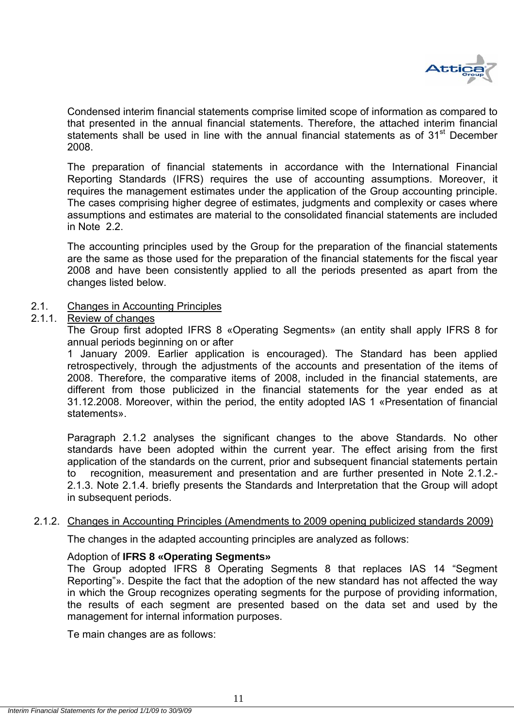Condensed interim financial statements comprise limited scope of information as compared to that presented in the annual financial statements. Therefore, the attached interim financial statements shall be used in line with the annual financial statements as of 31st December 2008.

The preparation of financial statements in accordance with the International Financial Reporting Standards (IFRS) requires the use of accounting assumptions. Moreover, it requires the management estimates under the application of the Group accounting principle. The cases comprising higher degree of estimates, judgments and complexity or cases where assumptions and estimates are material to the consolidated financial statements are included in Note 2.2.

The accounting principles used by the Group for the preparation of the financial statements are the same as those used for the preparation of the financial statements for the fiscal year 2008 and have been consistently applied to all the periods presented as apart from the changes listed below.

## 2.1. Changes in Accounting Principles

### 2.1.1. Review of changes

The Group first adopted IFRS 8 «Operating Segments» (an entity shall apply IFRS 8 for annual periods beginning on or after 1 January 2009. Earlier application is encouraged). The Standard has been applied retrospectively, through the adjustments of the accounts and presentation of the items of 2008. Therefore, the comparative items of 2008, included in the financial statements, are different from those publicized in the financial statements for the year ended as at 31.12.2008. Moreover, within the period, the entity adopted IAS 1 «Presentation of financial statements».

Paragraph 2.1.2 analyses the significant changes to the above Standards. No other standards have been adopted within the current year. The effect arising from the first application of the standards on the current, prior and subsequent financial statements pertain to recognition, measurement and presentation and are further presented in Note 2.1.2.-2.1.3. Note 2.1.4. briefly presents the Standards and Interpretation that the Group will adopt in subsequent periods.

### 2.1.2. Changes in Accounting Principles (Amendments to 2009 opening publicized standards 2009)

The changes in the adapted accounting principles are analyzed as follows:

Adoption of **IFRS 8 «Operating Segments»**

The Group adopted IFRS 8 Operating Segments 8 that replaces IAS 14 "Segment Reporting"». Despite the fact that the adoption of the new standard has not affected the way in which the Group recognizes operating segments for the purpose of providing information, the results of each segment are presented based on the data set and used by the management for internal information purposes.

Te main changes are as follows: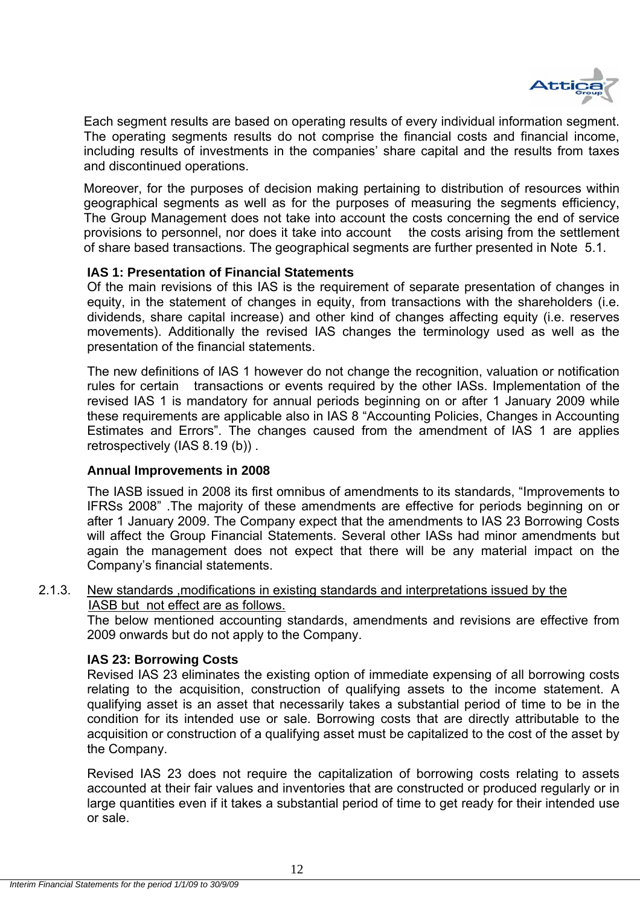Each segment results are based on operating results of every individual information segment. The operating segments results do not comprise the financial costs and financial income, including results of investments in the companies' share capital and the results from taxes and discontinued operations.

Moreover, for the purposes of decision making pertaining to distribution of resources within geographical segments as well as for the purposes of measuring the segments efficiency, The Group Management does not take into account the costs concerning the end of service provisions to personnel, nor does it take into account the costs arising from the settlement of share based transactions. The geographical segments are further presented in Note 5.1.

**IAS 1: Presentation of Financial Statements**

Of the main revisions of this IAS is the requirement of separate presentation of changes in equity, in the statement of changes in equity, from transactions with the shareholders (i.e. dividends, share capital increase) and other kind of changes affecting equity (i.e. reserves movements). Additionally the revised IAS changes the terminology used as well as the presentation of the financial statements.

The new definitions of IAS 1 however do not change the recognition, valuation or notification rules for certain transactions or events required by the other IASs. Implementation of the revised IAS 1 is mandatory for annual periods beginning on or after 1 January 2009 while these requirements are applicable also in IAS 8 "Accounting Policies, Changes in Accounting Estimates and Errors". The changes caused from the amendment of IAS 1 are applies retrospectively (IAS 8.19 (b)) .

**Annual Improvements in 2008**

The IASB issued in 2008 its first omnibus of amendments to its standards, "Improvements to IFRSs 2008" .The majority of these amendments are effective for periods beginning on or after 1 January 2009. The Company expect that the amendments to IAS 23 Borrowing Costs will affect the Group Financial Statements. Several other IASs had minor amendments but again the management does not expect that there will be any material impact on the Company's financial statements.

2.1.3. New standards ,modifications in existing standards and interpretations issued by the IASB but not effect are as follows.

The below mentioned accounting standards, amendments and revisions are effective from 2009 onwards but do not apply to the Company.

**IAS 23: Borrowing Costs**

Revised IAS 23 eliminates the existing option of immediate expensing of all borrowing costs relating to the acquisition, construction of qualifying assets to the income statement. A qualifying asset is an asset that necessarily takes a substantial period of time to be in the condition for its intended use or sale. Borrowing costs that are directly attributable to the acquisition or construction of a qualifying asset must be capitalized to the cost of the asset by the Company.

Revised IAS 23 does not require the capitalization of borrowing costs relating to assets accounted at their fair values and inventories that are constructed or produced regularly or in large quantities even if it takes a substantial period of time to get ready for their intended use or sale.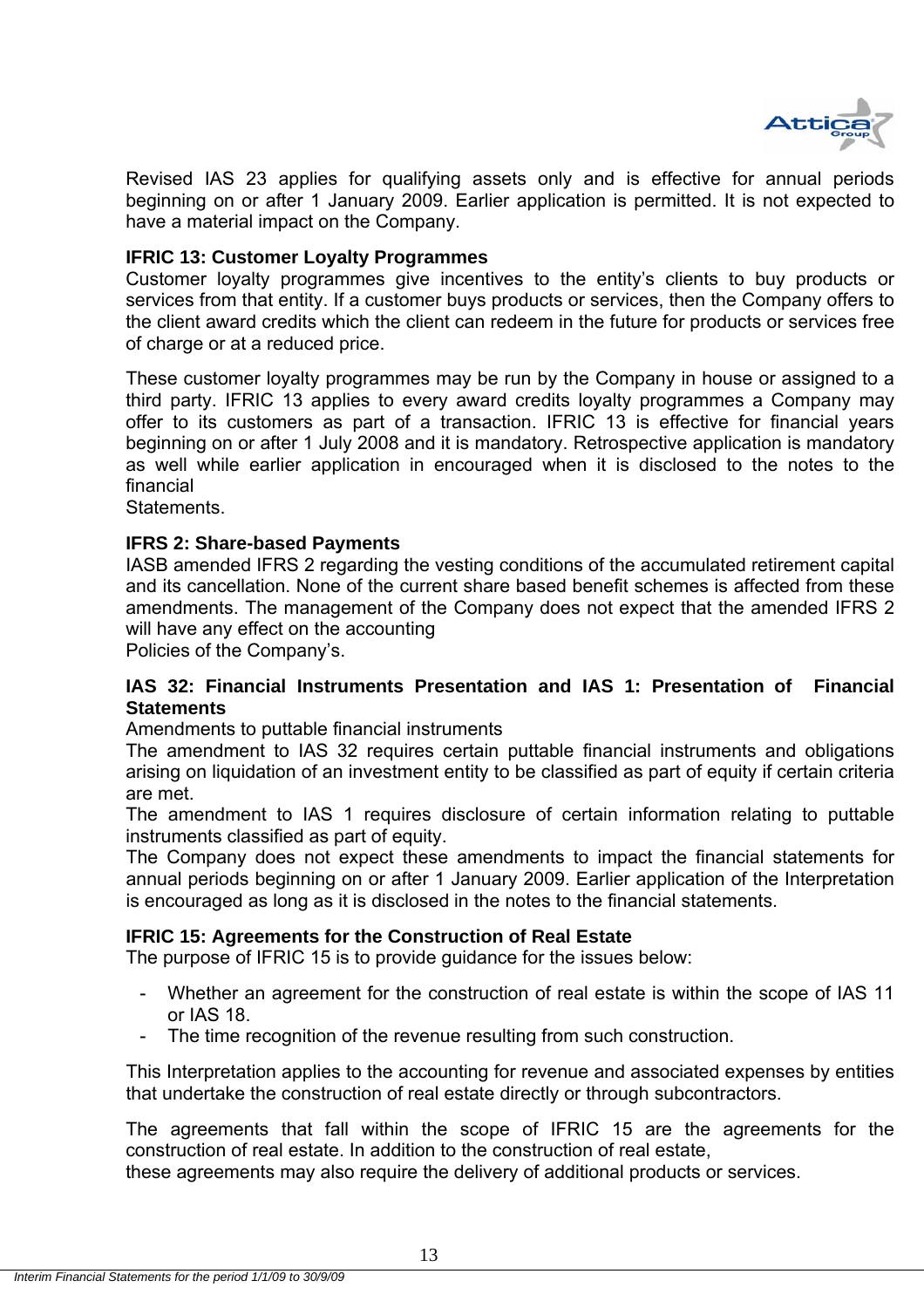Revised IAS 23 applies for qualifying assets only and is effective for annual periods beginning on or after 1 January 2009. Earlier application is permitted. It is not expected to have a material impact on the Company.

**IFRIC 13: Customer Loyalty Programmes**

Customer loyalty programmes give incentives to the entity's clients to buy products or services from that entity. If a customer buys products or services, then the Company offers to the client award credits which the client can redeem in the future for products or services free of charge or at a reduced price.

These customer loyalty programmes may be run by the Company in house or assigned to a third party. IFRIC 13 applies to every award credits loyalty programmes a Company may offer to its customers as part of a transaction. IFRIC 13 is effective for financial years beginning on or after 1 July 2008 and it is mandatory. Retrospective application is mandatory as well while earlier application in encouraged when it is disclosed to the notes to the financial
Statements.

**IFRS 2: Share-based Payments**

IASB amended IFRS 2 regarding the vesting conditions of the accumulated retirement capital and its cancellation. None of the current share based benefit schemes is affected from these amendments. The management of the Company does not expect that the amended IFRS 2 will have any effect on the accounting
Policies of the Company's.

**IAS 32: Financial Instruments Presentation and IAS 1: Presentation of Financial Statements**

Amendments to puttable financial instruments

The amendment to IAS 32 requires certain puttable financial instruments and obligations arising on liquidation of an investment entity to be classified as part of equity if certain criteria are met.

The amendment to IAS 1 requires disclosure of certain information relating to puttable instruments classified as part of equity.

The Company does not expect these amendments to impact the financial statements for annual periods beginning on or after 1 January 2009. Earlier application of the Interpretation is encouraged as long as it is disclosed in the notes to the financial statements.

**IFRIC 15: Agreements for the Construction of Real Estate**

The purpose of IFRIC 15 is to provide guidance for the issues below:

- Whether an agreement for the construction of real estate is within the scope of IAS 11 or IAS 18.
- The time recognition of the revenue resulting from such construction.

This Interpretation applies to the accounting for revenue and associated expenses by entities that undertake the construction of real estate directly or through subcontractors.

The agreements that fall within the scope of IFRIC 15 are the agreements for the construction of real estate. In addition to the construction of real estate,
these agreements may also require the delivery of additional products or services.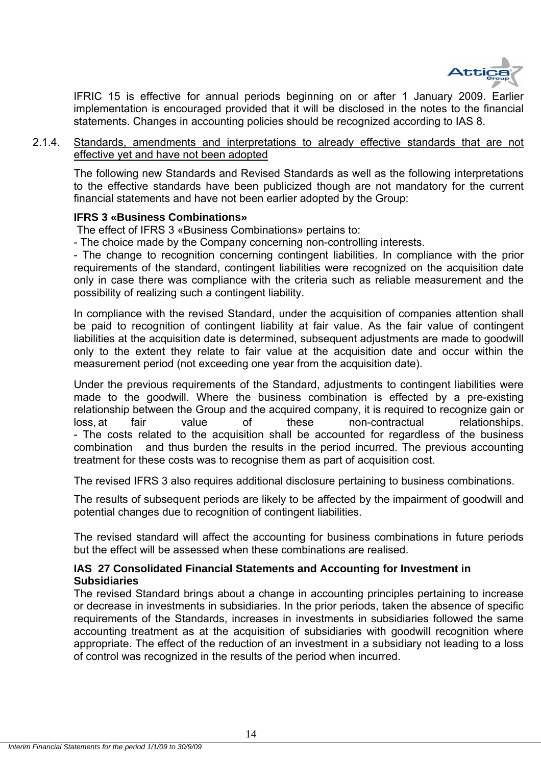IFRIC 15 is effective for annual periods beginning on or after 1 January 2009. Earlier implementation is encouraged provided that it will be disclosed in the notes to the financial statements. Changes in accounting policies should be recognized according to IAS 8.

### 2.1.4. Standards, amendments and interpretations to already effective standards that are not effective yet and have not been adopted

The following new Standards and Revised Standards as well as the following interpretations to the effective standards have been publicized though are not mandatory for the current financial statements and have not been earlier adopted by the Group:

**IFRS 3 «Business Combinations»**

The effect of IFRS 3 «Business Combinations» pertains to:

- The choice made by the Company concerning non-controlling interests.
- The change to recognition concerning contingent liabilities. In compliance with the prior requirements of the standard, contingent liabilities were recognized on the acquisition date only in case there was compliance with the criteria such as reliable measurement and the possibility of realizing such a contingent liability.

In compliance with the revised Standard, under the acquisition of companies attention shall be paid to recognition of contingent liability at fair value. As the fair value of contingent liabilities at the acquisition date is determined, subsequent adjustments are made to goodwill only to the extent they relate to fair value at the acquisition date and occur within the measurement period (not exceeding one year from the acquisition date).

Under the previous requirements of the Standard, adjustments to contingent liabilities were made to the goodwill. Where the business combination is effected by a pre-existing relationship between the Group and the acquired company, it is required to recognize gain or loss, at fair value of these non-contractual relationships.

- The costs related to the acquisition shall be accounted for regardless of the business combination and thus burden the results in the period incurred. The previous accounting treatment for these costs was to recognise them as part of acquisition cost.

The revised IFRS 3 also requires additional disclosure pertaining to business combinations.

The results of subsequent periods are likely to be affected by the impairment of goodwill and potential changes due to recognition of contingent liabilities.

The revised standard will affect the accounting for business combinations in future periods but the effect will be assessed when these combinations are realised.

**IAS 27 Consolidated Financial Statements and Accounting for Investment in Subsidiaries**

The revised Standard brings about a change in accounting principles pertaining to increase or decrease in investments in subsidiaries. In the prior periods, taken the absence of specific requirements of the Standards, increases in investments in subsidiaries followed the same accounting treatment as at the acquisition of subsidiaries with goodwill recognition where appropriate. The effect of the reduction of an investment in a subsidiary not leading to a loss of control was recognized in the results of the period when incurred.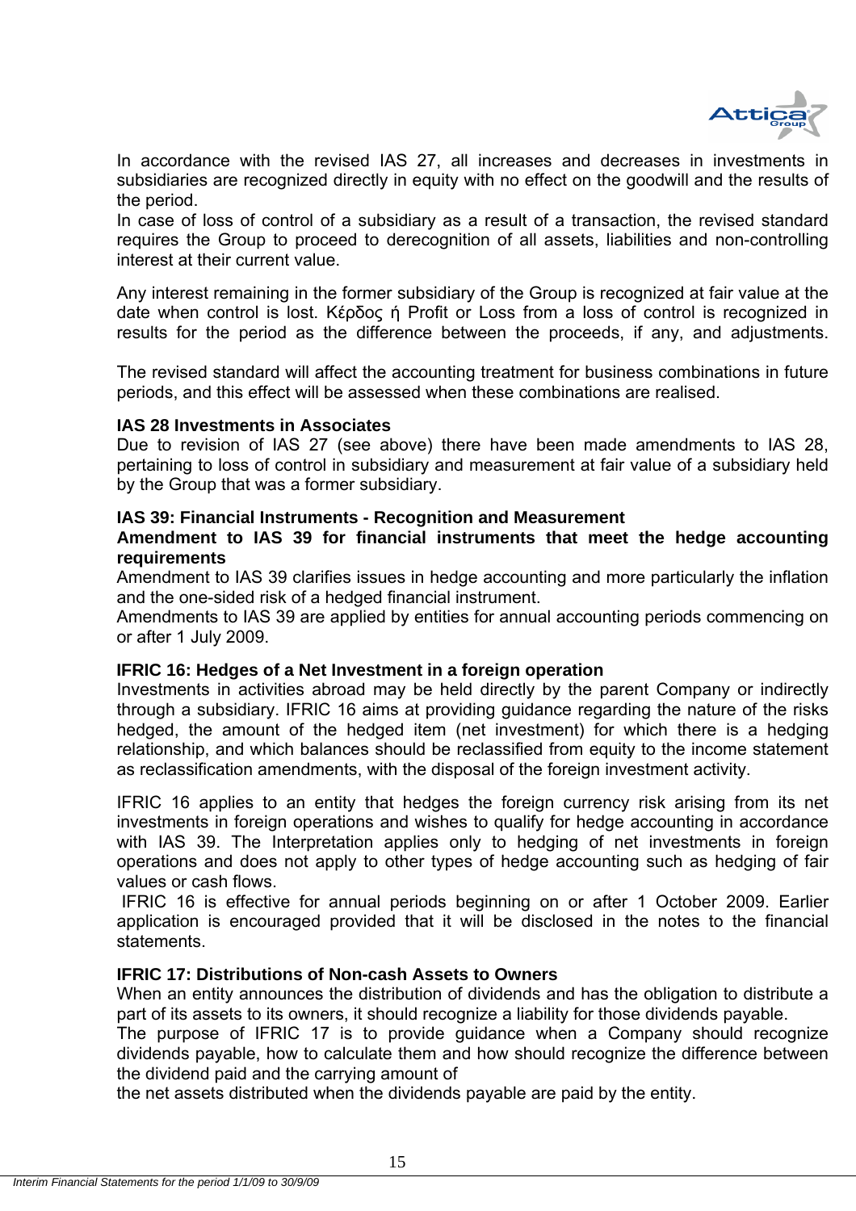In accordance with the revised IAS 27, all increases and decreases in investments in subsidiaries are recognized directly in equity with no effect on the goodwill and the results of the period.
In case of loss of control of a subsidiary as a result of a transaction, the revised standard requires the Group to proceed to derecognition of all assets, liabilities and non-controlling interest at their current value.

Any interest remaining in the former subsidiary of the Group is recognized at fair value at the date when control is lost. Κέρδος ή Profit or Loss from a loss of control is recognized in results for the period as the difference between the proceeds, if any, and adjustments.

The revised standard will affect the accounting treatment for business combinations in future periods, and this effect will be assessed when these combinations are realised.

**IAS 28 Investments in Associates**
Due to revision of IAS 27 (see above) there have been made amendments to IAS 28, pertaining to loss of control in subsidiary and measurement at fair value of a subsidiary held by the Group that was a former subsidiary.

**IAS 39: Financial Instruments - Recognition and Measurement**
**Amendment to IAS 39 for financial instruments that meet the hedge accounting requirements**
Amendment to IAS 39 clarifies issues in hedge accounting and more particularly the inflation and the one-sided risk of a hedged financial instrument.
Amendments to IAS 39 are applied by entities for annual accounting periods commencing on or after 1 July 2009.

**IFRIC 16: Hedges of a Net Investment in a foreign operation**
Investments in activities abroad may be held directly by the parent Company or indirectly through a subsidiary. IFRIC 16 aims at providing guidance regarding the nature of the risks hedged, the amount of the hedged item (net investment) for which there is a hedging relationship, and which balances should be reclassified from equity to the income statement as reclassification amendments, with the disposal of the foreign investment activity.

IFRIC 16 applies to an entity that hedges the foreign currency risk arising from its net investments in foreign operations and wishes to qualify for hedge accounting in accordance with IAS 39. The Interpretation applies only to hedging of net investments in foreign operations and does not apply to other types of hedge accounting such as hedging of fair values or cash flows.
IFRIC 16 is effective for annual periods beginning on or after 1 October 2009. Earlier application is encouraged provided that it will be disclosed in the notes to the financial statements.

**IFRIC 17: Distributions of Non-cash Assets to Owners**
When an entity announces the distribution of dividends and has the obligation to distribute a part of its assets to its owners, it should recognize a liability for those dividends payable.
The purpose of IFRIC 17 is to provide guidance when a Company should recognize dividends payable, how to calculate them and how should recognize the difference between the dividend paid and the carrying amount of
the net assets distributed when the dividends payable are paid by the entity.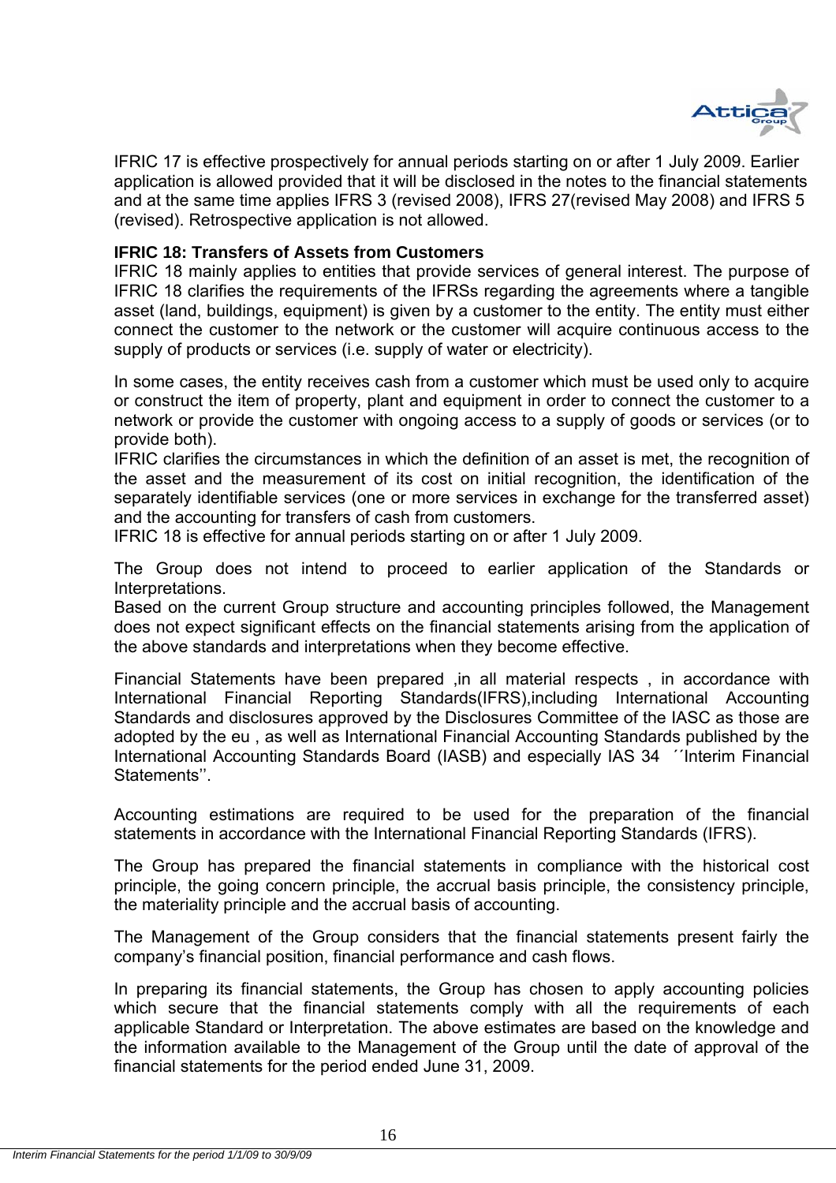IFRIC 17 is effective prospectively for annual periods starting on or after 1 July 2009. Earlier application is allowed provided that it will be disclosed in the notes to the financial statements and at the same time applies IFRS 3 (revised 2008), IFRS 27(revised May 2008) and IFRS 5 (revised). Retrospective application is not allowed.

**IFRIC 18: Transfers of Assets from Customers**

IFRIC 18 mainly applies to entities that provide services of general interest. The purpose of IFRIC 18 clarifies the requirements of the IFRSs regarding the agreements where a tangible asset (land, buildings, equipment) is given by a customer to the entity. The entity must either connect the customer to the network or the customer will acquire continuous access to the supply of products or services (i.e. supply of water or electricity).

In some cases, the entity receives cash from a customer which must be used only to acquire or construct the item of property, plant and equipment in order to connect the customer to a network or provide the customer with ongoing access to a supply of goods or services (or to provide both).

IFRIC clarifies the circumstances in which the definition of an asset is met, the recognition of the asset and the measurement of its cost on initial recognition, the identification of the separately identifiable services (one or more services in exchange for the transferred asset) and the accounting for transfers of cash from customers.

IFRIC 18 is effective for annual periods starting on or after 1 July 2009.

The Group does not intend to proceed to earlier application of the Standards or Interpretations.

Based on the current Group structure and accounting principles followed, the Management does not expect significant effects on the financial statements arising from the application of the above standards and interpretations when they become effective.

Financial Statements have been prepared ,in all material respects , in accordance with International Financial Reporting Standards(IFRS),including International Accounting Standards and disclosures approved by the Disclosures Committee of the IASC as those are adopted by the eu , as well as International Financial Accounting Standards published by the International Accounting Standards Board (IASB) and especially IAS 34 ´´Interim Financial Statements’’.

Accounting estimations are required to be used for the preparation of the financial statements in accordance with the International Financial Reporting Standards (IFRS).

The Group has prepared the financial statements in compliance with the historical cost principle, the going concern principle, the accrual basis principle, the consistency principle, the materiality principle and the accrual basis of accounting.

The Management of the Group considers that the financial statements present fairly the company’s financial position, financial performance and cash flows.

In preparing its financial statements, the Group has chosen to apply accounting policies which secure that the financial statements comply with all the requirements of each applicable Standard or Interpretation. The above estimates are based on the knowledge and the information available to the Management of the Group until the date of approval of the financial statements for the period ended June 31, 2009.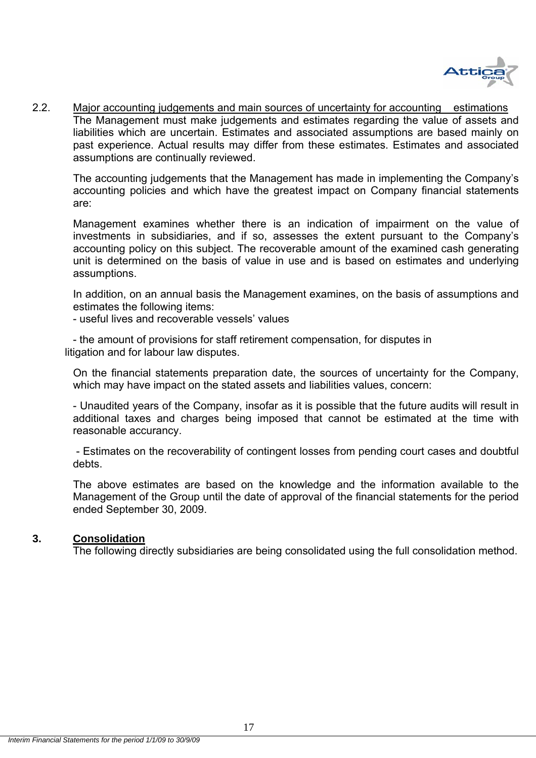## 2.2. Major accounting judgements and main sources of uncertainty for accounting estimations

The Management must make judgements and estimates regarding the value of assets and liabilities which are uncertain. Estimates and associated assumptions are based mainly on past experience. Actual results may differ from these estimates. Estimates and associated assumptions are continually reviewed.

The accounting judgements that the Management has made in implementing the Company's accounting policies and which have the greatest impact on Company financial statements are:

Management examines whether there is an indication of impairment on the value of investments in subsidiaries, and if so, assesses the extent pursuant to the Company's accounting policy on this subject. The recoverable amount of the examined cash generating unit is determined on the basis of value in use and is based on estimates and underlying assumptions.

In addition, on an annual basis the Management examines, on the basis of assumptions and estimates the following items:
- useful lives and recoverable vessels' values

- the amount of provisions for staff retirement compensation, for disputes in litigation and for labour law disputes.

On the financial statements preparation date, the sources of uncertainty for the Company, which may have impact on the stated assets and liabilities values, concern:

- Unaudited years of the Company, insofar as it is possible that the future audits will result in additional taxes and charges being imposed that cannot be estimated at the time with reasonable accurancy.

- Estimates on the recoverability of contingent losses from pending court cases and doubtful debts.

The above estimates are based on the knowledge and the information available to the Management of the Group until the date of approval of the financial statements for the period ended September 30, 2009.

## 3. Consolidation

The following directly subsidiaries are being consolidated using the full consolidation method.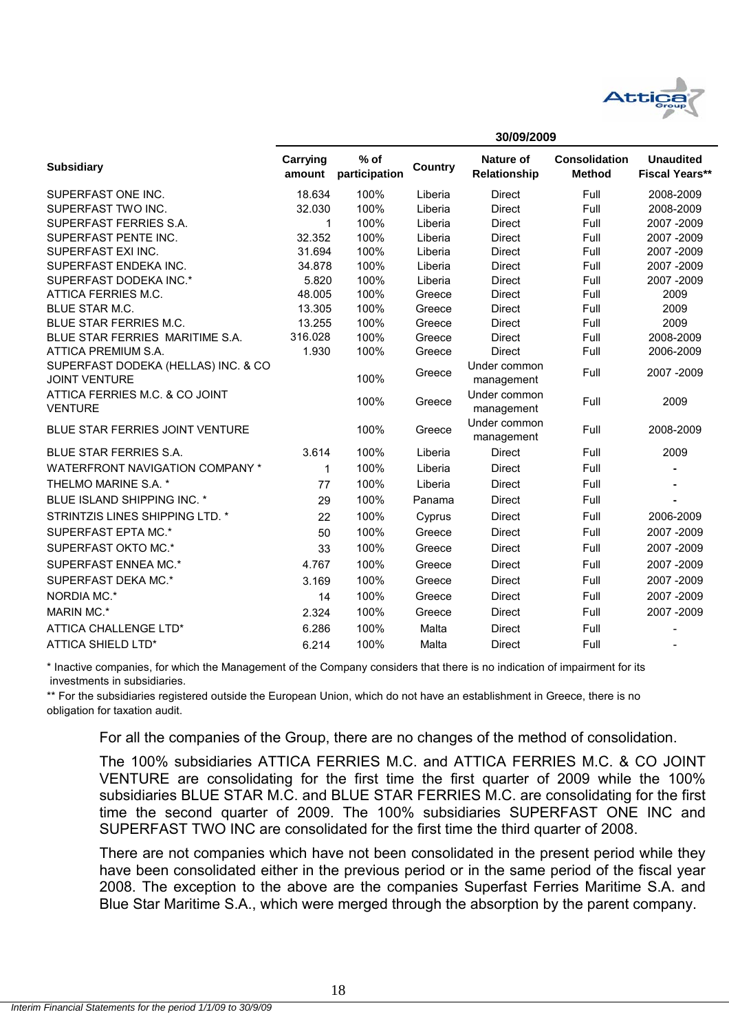| Subsidiary | 30/09/2009 | | | | | |
|---|---|---|---|---|---|---|
| | Carrying amount | % of participation | Country | Nature of Relationship | Consolidation Method | Unaudited Fiscal Years** |
| SUPERFAST ONE INC. | 18.634 | 100% | Liberia | Direct | Full | 2008-2009 |
| SUPERFAST TWO INC. | 32.030 | 100% | Liberia | Direct | Full | 2008-2009 |
| SUPERFAST FERRIES S.A. | 1 | 100% | Liberia | Direct | Full | 2007 -2009 |
| SUPERFAST PENTE INC. | 32.352 | 100% | Liberia | Direct | Full | 2007 -2009 |
| SUPERFAST EXI INC. | 31.694 | 100% | Liberia | Direct | Full | 2007 -2009 |
| SUPERFAST ENDEKA INC. | 34.878 | 100% | Liberia | Direct | Full | 2007 -2009 |
| SUPERFAST DODEKA INC.* | 5.820 | 100% | Liberia | Direct | Full | 2007 -2009 |
| ATTICA FERRIES M.C. | 48.005 | 100% | Greece | Direct | Full | 2009 |
| BLUE STAR M.C. | 13.305 | 100% | Greece | Direct | Full | 2009 |
| BLUE STAR FERRIES M.C. | 13.255 | 100% | Greece | Direct | Full | 2009 |
| BLUE STAR FERRIES MARITIME S.A. | 316.028 | 100% | Greece | Direct | Full | 2008-2009 |
| ATTICA PREMIUM S.A. | 1.930 | 100% | Greece | Direct | Full | 2006-2009 |
| SUPERFAST DODEKA (HELLAS) INC. & CO JOINT VENTURE | | 100% | Greece | Under common management | Full | 2007 -2009 |
| ATTICA FERRIES M.C. & CO JOINT VENTURE | | 100% | Greece | Under common management | Full | 2009 |
| BLUE STAR FERRIES JOINT VENTURE | | 100% | Greece | Under common management | Full | 2008-2009 |
| BLUE STAR FERRIES S.A. | 3.614 | 100% | Liberia | Direct | Full | 2009 |
| WATERFRONT NAVIGATION COMPANY * | 1 | 100% | Liberia | Direct | Full | - |
| THELMO MARINE S.A. * | 77 | 100% | Liberia | Direct | Full | - |
| BLUE ISLAND SHIPPING INC. * | 29 | 100% | Panama | Direct | Full | - |
| STRINTZIS LINES SHIPPING LTD. * | 22 | 100% | Cyprus | Direct | Full | 2006-2009 |
| SUPERFAST EPTA MC.* | 50 | 100% | Greece | Direct | Full | 2007 -2009 |
| SUPERFAST OKTO MC.* | 33 | 100% | Greece | Direct | Full | 2007 -2009 |
| SUPERFAST ENNEA MC.* | 4.767 | 100% | Greece | Direct | Full | 2007 -2009 |
| SUPERFAST DEKA MC.* | 3.169 | 100% | Greece | Direct | Full | 2007 -2009 |
| NORDIA MC.* | 14 | 100% | Greece | Direct | Full | 2007 -2009 |
| MARIN MC.* | 2.324 | 100% | Greece | Direct | Full | 2007 -2009 |
| ATTICA CHALLENGE LTD* | 6.286 | 100% | Malta | Direct | Full | - |
| ATTICA SHIELD LTD* | 6.214 | 100% | Malta | Direct | Full | - |

\* Inactive companies, for which the Management of the Company considers that there is no indication of impairment for its investments in subsidiaries.

** For the subsidiaries registered outside the European Union, which do not have an establishment in Greece, there is no obligation for taxation audit.

For all the companies of the Group, there are no changes of the method of consolidation.

The 100% subsidiaries ATTICA FERRIES M.C. and ATTICA FERRIES M.C. & CO JOINT VENTURE are consolidating for the first time the first quarter of 2009 while the 100% subsidiaries BLUE STAR M.C. and BLUE STAR FERRIES M.C. are consolidating for the first time the second quarter of 2009. The 100% subsidiaries SUPERFAST ONE INC and SUPERFAST TWO INC are consolidated for the first time the third quarter of 2008.

There are not companies which have not been consolidated in the present period while they have been consolidated either in the previous period or in the same period of the fiscal year 2008. The exception to the above are the companies Superfast Ferries Maritime S.A. and Blue Star Maritime S.A., which were merged through the absorption by the parent company.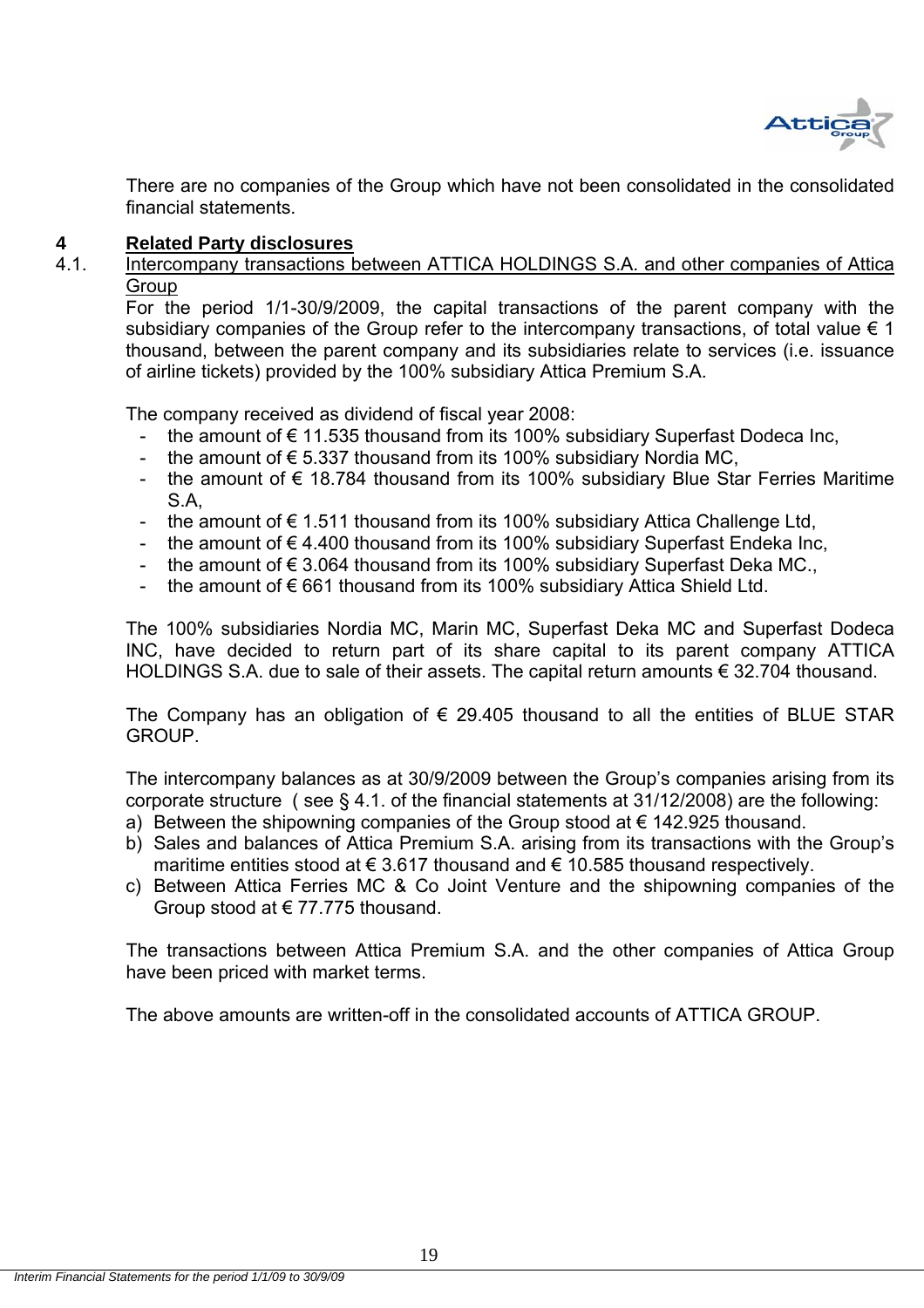There are no companies of the Group which have not been consolidated in the consolidated financial statements.

## 4 Related Party disclosures

### 4.1. Intercompany transactions between ATTICA HOLDINGS S.A. and other companies of Attica Group

For the period 1/1-30/9/2009, the capital transactions of the parent company with the subsidiary companies of the Group refer to the intercompany transactions, of total value € 1 thousand, between the parent company and its subsidiaries relate to services (i.e. issuance of airline tickets) provided by the 100% subsidiary Attica Premium S.A.

The company received as dividend of fiscal year 2008:

- the amount of € 11.535 thousand from its 100% subsidiary Superfast Dodeca Inc,
- the amount of € 5.337 thousand from its 100% subsidiary Nordia MC,
- the amount of € 18.784 thousand from its 100% subsidiary Blue Star Ferries Maritime S.A,
- the amount of € 1.511 thousand from its 100% subsidiary Attica Challenge Ltd,
- the amount of € 4.400 thousand from its 100% subsidiary Superfast Endeka Inc,
- the amount of € 3.064 thousand from its 100% subsidiary Superfast Deka MC.,
- the amount of € 661 thousand from its 100% subsidiary Attica Shield Ltd.

The 100% subsidiaries Nordia MC, Marin MC, Superfast Deka MC and Superfast Dodeca INC, have decided to return part of its share capital to its parent company ATTICA HOLDINGS S.A. due to sale of their assets. The capital return amounts € 32.704 thousand.

The Company has an obligation of € 29.405 thousand to all the entities of BLUE STAR GROUP.

The intercompany balances as at 30/9/2009 between the Group's companies arising from its corporate structure ( see § 4.1. of the financial statements at 31/12/2008) are the following:

a) Between the shipowning companies of the Group stood at € 142.925 thousand.
b) Sales and balances of Attica Premium S.A. arising from its transactions with the Group's maritime entities stood at € 3.617 thousand and € 10.585 thousand respectively.
c) Between Attica Ferries MC & Co Joint Venture and the shipowning companies of the Group stood at € 77.775 thousand.

The transactions between Attica Premium S.A. and the other companies of Attica Group have been priced with market terms.

The above amounts are written-off in the consolidated accounts of ATTICA GROUP.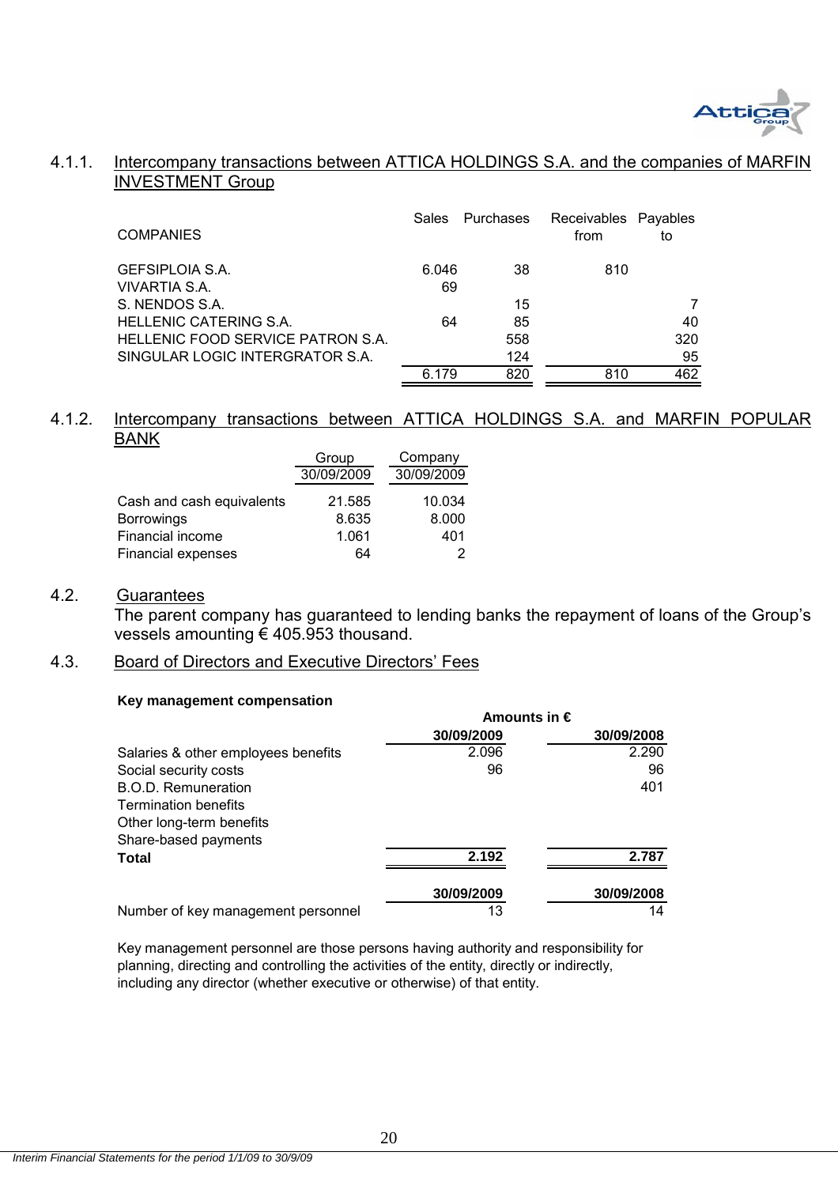### 4.1.1. Intercompany transactions between ATTICA HOLDINGS S.A. and the companies of MARFIN INVESTMENT Group

| COMPANIES | Sales | Purchases | Receivables from | Payables to |
|---|---|---|---|---|
| GEFSIPLOIA S.A. | 6.046 | 38 | 810 | |
| VIVARTIA S.A. | 69 | | | |
| S. NENDOS S.A. | | 15 | | 7 |
| HELLENIC CATERING S.A. | 64 | 85 | | 40 |
| HELLENIC FOOD SERVICE PATRON S.A. | | 558 | | 320 |
| SINGULAR LOGIC INTERGRATOR S.A. | | 124 | | 95 |
| | 6.179 | 820 | 810 | 462 |

### 4.1.2. Intercompany transactions between ATTICA HOLDINGS S.A. and MARFIN POPULAR BANK

| | Group 30/09/2009 | Company 30/09/2009 |
|---|---|---|
| Cash and cash equivalents | 21.585 | 10.034 |
| Borrowings | 8.635 | 8.000 |
| Financial income | 1.061 | 401 |
| Financial expenses | 64 | 2 |

## 4.2. Guarantees

The parent company has guaranteed to lending banks the repayment of loans of the Group's vessels amounting € 405.953 thousand.

## 4.3. Board of Directors and Executive Directors' Fees

**Key management compensation**

| | **Amounts in €** | |
|---|---|---|
| | **30/09/2009** | **30/09/2008** |
| Salaries & other employees benefits | 2.096 | 2.290 |
| Social security costs | 96 | 96 |
| B.O.D. Remuneration | | 401 |
| Termination benefits | | |
| Other long-term benefits | | |
| Share-based payments | | |
| **Total** | **2.192** | **2.787** |

| | **30/09/2009** | **30/09/2008** |
|---|---|---|
| Number of key management personnel | 13 | 14 |

Key management personnel are those persons having authority and responsibility for planning, directing and controlling the activities of the entity, directly or indirectly, including any director (whether executive or otherwise) of that entity.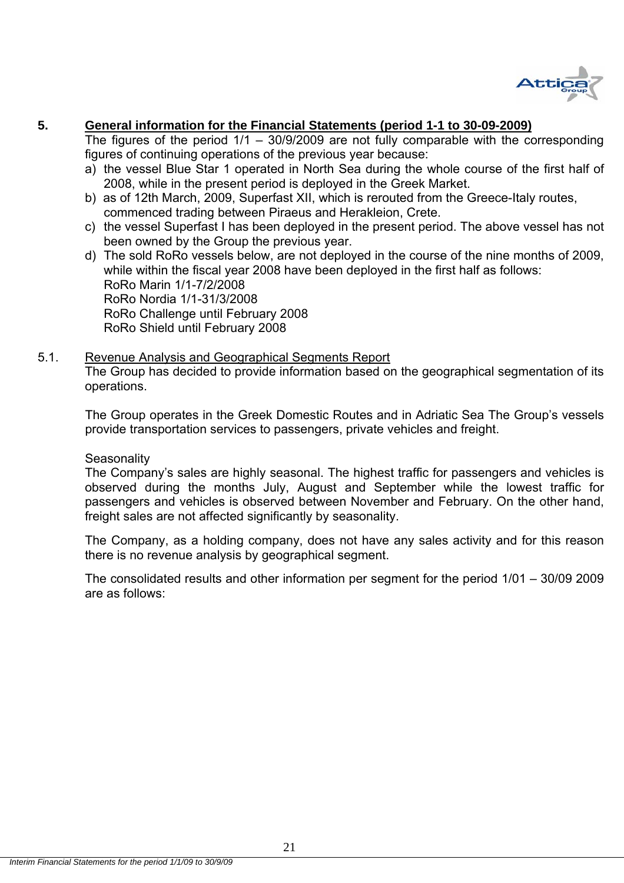## 5. General information for the Financial Statements (period 1-1 to 30-09-2009)

The figures of the period 1/1 – 30/9/2009 are not fully comparable with the corresponding figures of continuing operations of the previous year because:

a) the vessel Blue Star 1 operated in North Sea during the whole course of the first half of 2008, while in the present period is deployed in the Greek Market.
b) as of 12th March, 2009, Superfast XII, which is rerouted from the Greece-Italy routes, commenced trading between Piraeus and Herakleion, Crete.
c) the vessel Superfast I has been deployed in the present period. The above vessel has not been owned by the Group the previous year.
d) The sold RoRo vessels below, are not deployed in the course of the nine months of 2009, while within the fiscal year 2008 have been deployed in the first half as follows:
   RoRo Marin 1/1-7/2/2008
   RoRo Nordia 1/1-31/3/2008
   RoRo Challenge until February 2008
   RoRo Shield until February 2008

### 5.1. Revenue Analysis and Geographical Segments Report

The Group has decided to provide information based on the geographical segmentation of its operations.

The Group operates in the Greek Domestic Routes and in Adriatic Sea The Group's vessels provide transportation services to passengers, private vehicles and freight.

Seasonality

The Company's sales are highly seasonal. The highest traffic for passengers and vehicles is observed during the months July, August and September while the lowest traffic for passengers and vehicles is observed between November and February. On the other hand, freight sales are not affected significantly by seasonality.

The Company, as a holding company, does not have any sales activity and for this reason there is no revenue analysis by geographical segment.

The consolidated results and other information per segment for the period 1/01 – 30/09 2009 are as follows: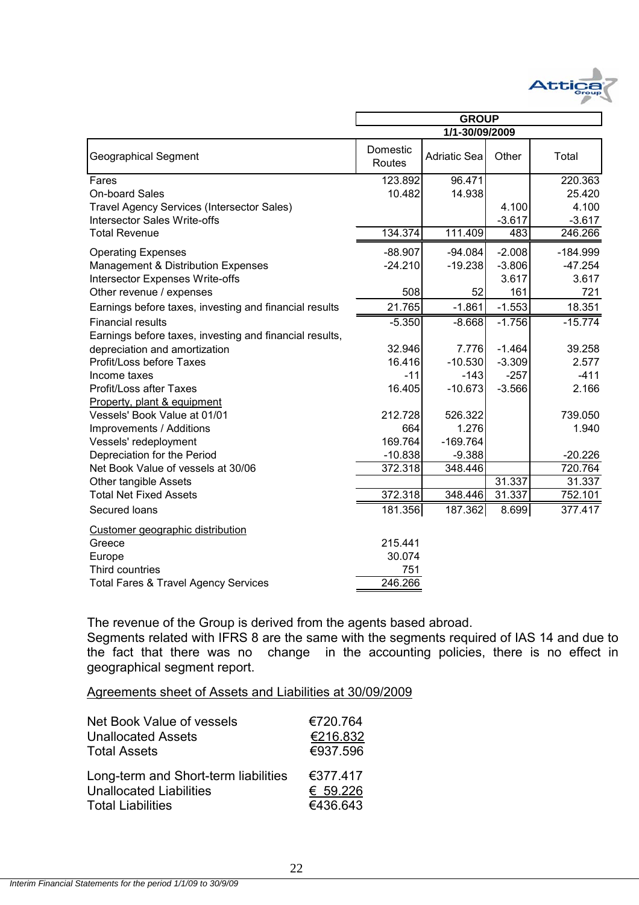| Geographical Segment | GROUP 1/1-30/09/2009 | | | |
|---|---|---|---|---|
| | Domestic Routes | Adriatic Sea | Other | Total |
| Fares | 123.892 | 96.471 | | 220.363 |
| On-board Sales | 10.482 | 14.938 | | 25.420 |
| Travel Agency Services (Intersector Sales) | | | 4.100 | 4.100 |
| Intersector Sales Write-offs | | | -3.617 | -3.617 |
| Total Revenue | 134.374 | 111.409 | 483 | 246.266 |
| Operating Expenses | -88.907 | -94.084 | -2.008 | -184.999 |
| Management & Distribution Expenses | -24.210 | -19.238 | -3.806 | -47.254 |
| Intersector Expenses Write-offs | | | 3.617 | 3.617 |
| Other revenue / expenses | 508 | 52 | 161 | 721 |
| Earnings before taxes, investing and financial results | 21.765 | -1.861 | -1.553 | 18.351 |
| Financial results | -5.350 | -8.668 | -1.756 | -15.774 |
| Earnings before taxes, investing and financial results, depreciation and amortization | 32.946 | 7.776 | -1.464 | 39.258 |
| Profit/Loss before Taxes | 16.416 | -10.530 | -3.309 | 2.577 |
| Income taxes | -11 | -143 | -257 | -411 |
| Profit/Loss after Taxes | 16.405 | -10.673 | -3.566 | 2.166 |
| Property, plant & equipment | | | | |
| Vessels' Book Value at 01/01 | 212.728 | 526.322 | | 739.050 |
| Improvements / Additions | 664 | 1.276 | | 1.940 |
| Vessels' redeployment | 169.764 | -169.764 | | |
| Depreciation for the Period | -10.838 | -9.388 | | -20.226 |
| Net Book Value of vessels at 30/06 | 372.318 | 348.446 | | 720.764 |
| Other tangible Assets | | | 31.337 | 31.337 |
| Total Net Fixed Assets | 372.318 | 348.446 | 31.337 | 752.101 |
| Secured loans | 181.356 | 187.362 | 8.699 | 377.417 |
| Customer geographic distribution | | | | |
| Greece | 215.441 | | | |
| Europe | 30.074 | | | |
| Third countries | 751 | | | |
| Total Fares & Travel Agency Services | 246.266 | | | |

The revenue of the Group is derived from the agents based abroad.
Segments related with IFRS 8 are the same with the segments required of IAS 14 and due to the fact that there was no change in the accounting policies, there is no effect in geographical segment report.

Agreements sheet of Assets and Liabilities at 30/09/2009

| | |
|---|---|
| Net Book Value of vessels | €720.764 |
| Unallocated Assets | €216.832 |
| Total Assets | €937.596 |
| | |
| Long-term and Short-term liabilities | €377.417 |
| Unallocated Liabilities | € 59.226 |
| Total Liabilities | €436.643 |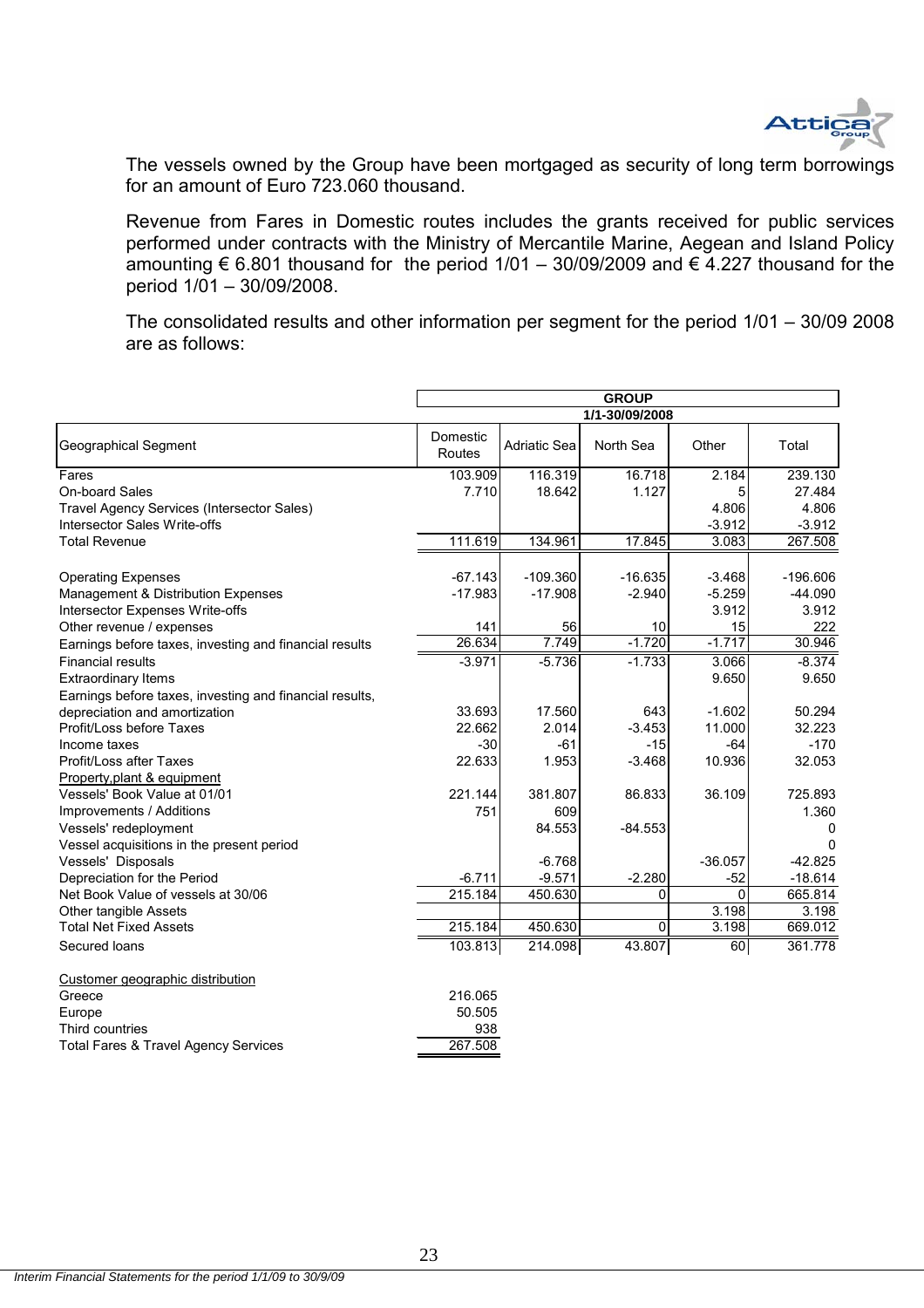The vessels owned by the Group have been mortgaged as security of long term borrowings for an amount of Euro 723.060 thousand.

Revenue from Fares in Domestic routes includes the grants received for public services performed under contracts with the Ministry of Mercantile Marine, Aegean and Island Policy amounting € 6.801 thousand for the period 1/01 – 30/09/2009 and € 4.227 thousand for the period 1/01 – 30/09/2008.

The consolidated results and other information per segment for the period 1/01 – 30/09 2008 are as follows:

| | GROUP | | | | |
|---|---|---|---|---|---|
| | 1/1-30/09/2008 | | | | |
| Geographical Segment | Domestic Routes | Adriatic Sea | North Sea | Other | Total |
| Fares | 103.909 | 116.319 | 16.718 | 2.184 | 239.130 |
| On-board Sales | 7.710 | 18.642 | 1.127 | 5 | 27.484 |
| Travel Agency Services (Intersector Sales) | | | | 4.806 | 4.806 |
| Intersector Sales Write-offs | | | | -3.912 | -3.912 |
| Total Revenue | 111.619 | 134.961 | 17.845 | 3.083 | 267.508 |
| | | | | | |
| Operating Expenses | -67.143 | -109.360 | -16.635 | -3.468 | -196.606 |
| Management & Distribution Expenses | -17.983 | -17.908 | -2.940 | -5.259 | -44.090 |
| Intersector Expenses Write-offs | | | | 3.912 | 3.912 |
| Other revenue / expenses | 141 | 56 | 10 | 15 | 222 |
| Earnings before taxes, investing and financial results | 26.634 | 7.749 | -1.720 | -1.717 | 30.946 |
| Financial results | -3.971 | -5.736 | -1.733 | 3.066 | -8.374 |
| Extraordinary Items | | | | 9.650 | 9.650 |
| Earnings before taxes, investing and financial results, depreciation and amortization | 33.693 | 17.560 | 643 | -1.602 | 50.294 |
| Profit/Loss before Taxes | 22.662 | 2.014 | -3.453 | 11.000 | 32.223 |
| Income taxes | -30 | -61 | -15 | -64 | -170 |
| Profit/Loss after Taxes | 22.633 | 1.953 | -3.468 | 10.936 | 32.053 |
| Property,plant & equipment | | | | | |
| Vessels' Book Value at 01/01 | 221.144 | 381.807 | 86.833 | 36.109 | 725.893 |
| Improvements / Additions | 751 | 609 | | | 1.360 |
| Vessels' redeployment | | 84.553 | -84.553 | | 0 |
| Vessel acquisitions in the present period | | | | | 0 |
| Vessels' Disposals | | -6.768 | | -36.057 | -42.825 |
| Depreciation for the Period | -6.711 | -9.571 | -2.280 | -52 | -18.614 |
| Net Book Value of vessels at 30/06 | 215.184 | 450.630 | 0 | 0 | 665.814 |
| Other tangible Assets | | | | 3.198 | 3.198 |
| Total Net Fixed Assets | 215.184 | 450.630 | 0 | 3.198 | 669.012 |
| Secured loans | 103.813 | 214.098 | 43.807 | 60 | 361.778 |

| Customer geographic distribution | |
|---|---|
| Greece | 216.065 |
| Europe | 50.505 |
| Third countries | 938 |
| Total Fares & Travel Agency Services | 267.508 |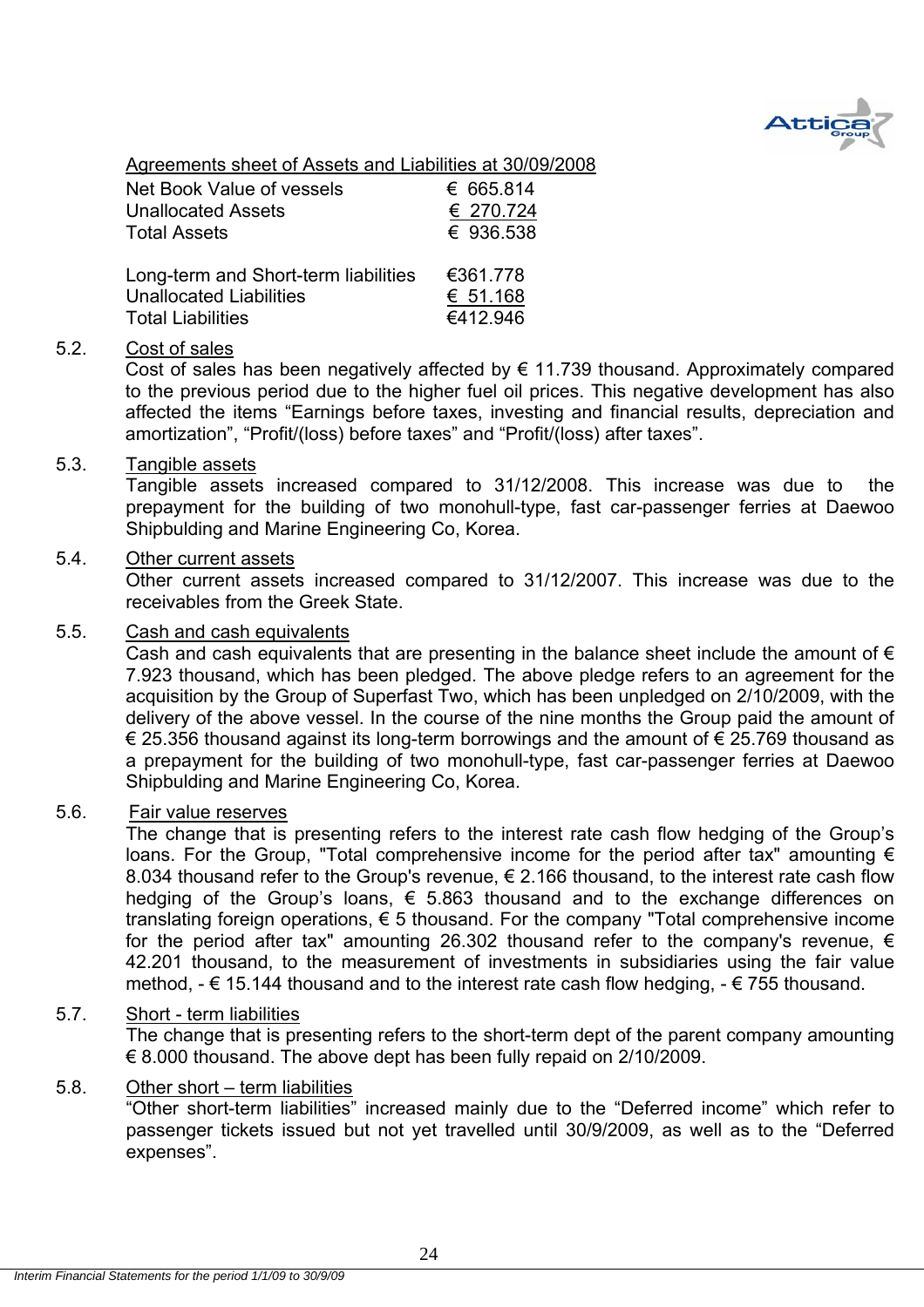Agreements sheet of Assets and Liabilities at 30/09/2008

| | |
|---|---|
| Net Book Value of vessels | € 665.814 |
| Unallocated Assets | € 270.724 |
| Total Assets | € 936.538 |
| | |
| Long-term and Short-term liabilities | €361.778 |
| Unallocated Liabilities | € 51.168 |
| Total Liabilities | €412.946 |

5.2. Cost of sales

Cost of sales has been negatively affected by € 11.739 thousand. Approximately compared to the previous period due to the higher fuel oil prices. This negative development has also affected the items "Earnings before taxes, investing and financial results, depreciation and amortization", "Profit/(loss) before taxes" and "Profit/(loss) after taxes".

5.3. Tangible assets

Tangible assets increased compared to 31/12/2008. This increase was due to the prepayment for the building of two monohull-type, fast car-passenger ferries at Daewoo Shipbulding and Marine Engineering Co, Korea.

5.4. Other current assets

Other current assets increased compared to 31/12/2007. This increase was due to the receivables from the Greek State.

5.5. Cash and cash equivalents

Cash and cash equivalents that are presenting in the balance sheet include the amount of € 7.923 thousand, which has been pledged. The above pledge refers to an agreement for the acquisition by the Group of Superfast Two, which has been unpledged on 2/10/2009, with the delivery of the above vessel. In the course of the nine months the Group paid the amount of € 25.356 thousand against its long-term borrowings and the amount of € 25.769 thousand as a prepayment for the building of two monohull-type, fast car-passenger ferries at Daewoo Shipbulding and Marine Engineering Co, Korea.

5.6. Fair value reserves

The change that is presenting refers to the interest rate cash flow hedging of the Group's loans. For the Group, "Total comprehensive income for the period after tax" amounting € 8.034 thousand refer to the Group's revenue, € 2.166 thousand, to the interest rate cash flow hedging of the Group's loans, € 5.863 thousand and to the exchange differences on translating foreign operations, € 5 thousand. For the company "Total comprehensive income for the period after tax" amounting 26.302 thousand refer to the company's revenue, € 42.201 thousand, to the measurement of investments in subsidiaries using the fair value method, - € 15.144 thousand and to the interest rate cash flow hedging, - € 755 thousand.

5.7. Short - term liabilities

The change that is presenting refers to the short-term dept of the parent company amounting € 8.000 thousand. The above dept has been fully repaid on 2/10/2009.

5.8. Other short – term liabilities

"Other short-term liabilities" increased mainly due to the "Deferred income" which refer to passenger tickets issued but not yet travelled until 30/9/2009, as well as to the "Deferred expenses".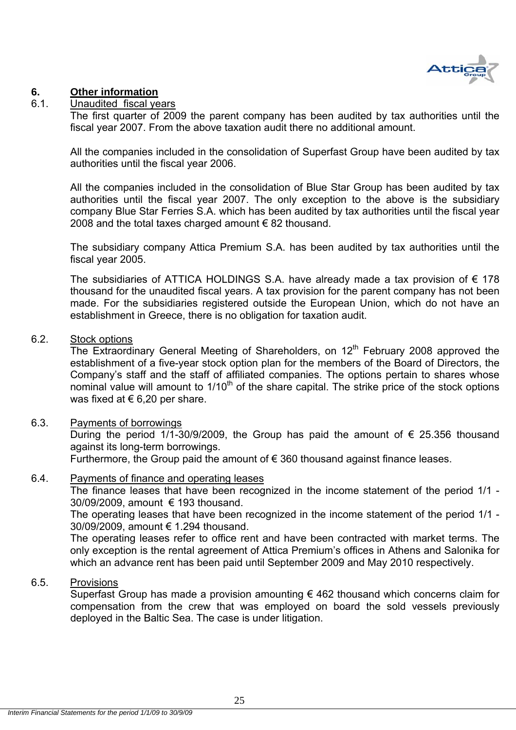## 6. Other information

### 6.1. Unaudited fiscal years

The first quarter of 2009 the parent company has been audited by tax authorities until the fiscal year 2007. From the above taxation audit there no additional amount.

All the companies included in the consolidation of Superfast Group have been audited by tax authorities until the fiscal year 2006.

All the companies included in the consolidation of Blue Star Group has been audited by tax authorities until the fiscal year 2007. The only exception to the above is the subsidiary company Blue Star Ferries S.A. which has been audited by tax authorities until the fiscal year 2008 and the total taxes charged amount € 82 thousand.

The subsidiary company Attica Premium S.A. has been audited by tax authorities until the fiscal year 2005.

The subsidiaries of ATTICA HOLDINGS S.A. have already made a tax provision of € 178 thousand for the unaudited fiscal years. A tax provision for the parent company has not been made. For the subsidiaries registered outside the European Union, which do not have an establishment in Greece, there is no obligation for taxation audit.

### 6.2. Stock options

The Extraordinary General Meeting of Shareholders, on 12th February 2008 approved the establishment of a five-year stock option plan for the members of the Board of Directors, the Company's staff and the staff of affiliated companies. The options pertain to shares whose nominal value will amount to 1/10th of the share capital. The strike price of the stock options was fixed at € 6,20 per share.

### 6.3. Payments of borrowings

During the period 1/1-30/9/2009, the Group has paid the amount of € 25.356 thousand against its long-term borrowings.

Furthermore, the Group paid the amount of € 360 thousand against finance leases.

### 6.4. Payments of finance and operating leases

The finance leases that have been recognized in the income statement of the period 1/1 - 30/09/2009, amount € 193 thousand.

The operating leases that have been recognized in the income statement of the period 1/1 - 30/09/2009, amount € 1.294 thousand.

The operating leases refer to office rent and have been contracted with market terms. The only exception is the rental agreement of Attica Premium's offices in Athens and Salonika for which an advance rent has been paid until September 2009 and May 2010 respectively.

### 6.5. Provisions

Superfast Group has made a provision amounting € 462 thousand which concerns claim for compensation from the crew that was employed on board the sold vessels previously deployed in the Baltic Sea. The case is under litigation.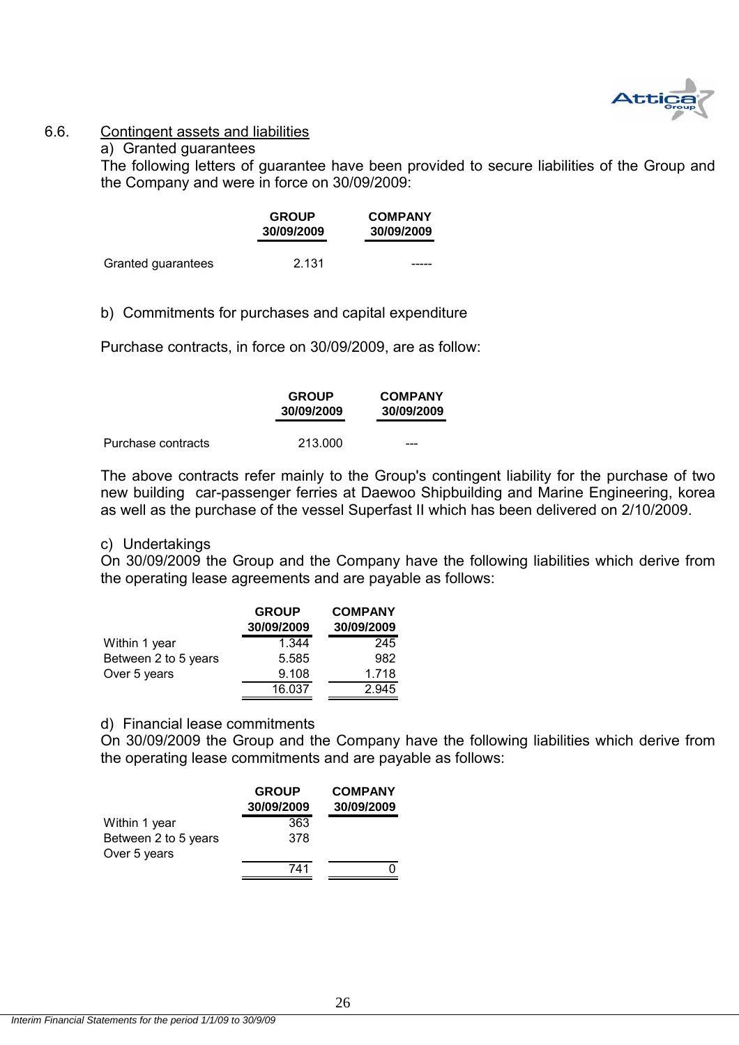## 6.6. Contingent assets and liabilities

a) Granted guarantees

The following letters of guarantee have been provided to secure liabilities of the Group and the Company and were in force on 30/09/2009:

| | GROUP 30/09/2009 | COMPANY 30/09/2009 |
|---|---|---|
| Granted guarantees | 2.131 | ----- |

b) Commitments for purchases and capital expenditure

Purchase contracts, in force on 30/09/2009, are as follow:

| | GROUP 30/09/2009 | COMPANY 30/09/2009 |
|---|---|---|
| Purchase contracts | 213.000 | --- |

The above contracts refer mainly to the Group's contingent liability for the purchase of two new building car-passenger ferries at Daewoo Shipbuilding and Marine Engineering, korea as well as the purchase of the vessel Superfast II which has been delivered on 2/10/2009.

c) Undertakings

On 30/09/2009 the Group and the Company have the following liabilities which derive from the operating lease agreements and are payable as follows:

| | GROUP 30/09/2009 | COMPANY 30/09/2009 |
|---|---|---|
| Within 1 year | 1.344 | 245 |
| Between 2 to 5 years | 5.585 | 982 |
| Over 5 years | 9.108 | 1.718 |
| | 16.037 | 2.945 |

d) Financial lease commitments

On 30/09/2009 the Group and the Company have the following liabilities which derive from the operating lease commitments and are payable as follows:

| | GROUP 30/09/2009 | COMPANY 30/09/2009 |
|---|---|---|
| Within 1 year | 363 | |
| Between 2 to 5 years | 378 | |
| Over 5 years | | |
| | 741 | 0 |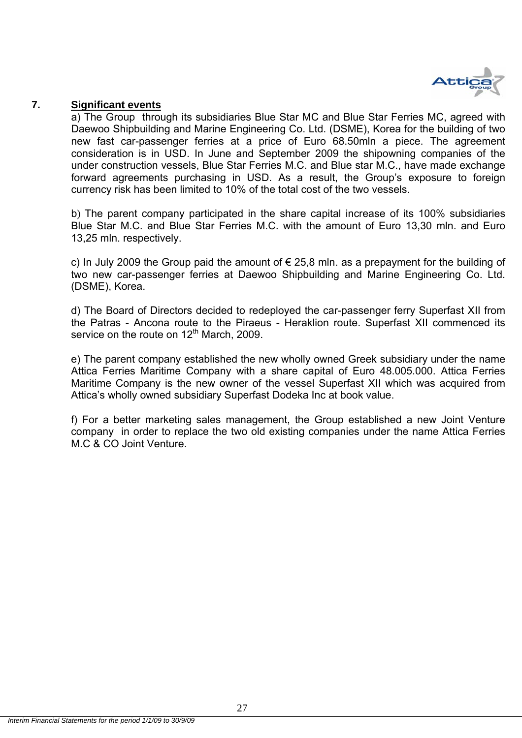## 7. **Significant events**

a) The Group through its subsidiaries Blue Star MC and Blue Star Ferries MC, agreed with Daewoo Shipbuilding and Marine Engineering Co. Ltd. (DSME), Korea for the building of two new fast car-passenger ferries at a price of Euro 68.50mln a piece. The agreement consideration is in USD. In June and September 2009 the shipowning companies of the under construction vessels, Blue Star Ferries M.C. and Blue star M.C., have made exchange forward agreements purchasing in USD. As a result, the Group's exposure to foreign currency risk has been limited to 10% of the total cost of the two vessels.

b) The parent company participated in the share capital increase of its 100% subsidiaries Blue Star M.C. and Blue Star Ferries M.C. with the amount of Euro 13,30 mln. and Euro 13,25 mln. respectively.

c) In July 2009 the Group paid the amount of € 25,8 mln. as a prepayment for the building of two new car-passenger ferries at Daewoo Shipbuilding and Marine Engineering Co. Ltd. (DSME), Korea.

d) The Board of Directors decided to redeployed the car-passenger ferry Superfast XII from the Patras - Ancona route to the Piraeus - Heraklion route. Superfast XII commenced its service on the route on 12th March, 2009.

e) The parent company established the new wholly owned Greek subsidiary under the name Attica Ferries Maritime Company with a share capital of Euro 48.005.000. Attica Ferries Maritime Company is the new owner of the vessel Superfast XII which was acquired from Attica's wholly owned subsidiary Superfast Dodeka Inc at book value.

f) For a better marketing sales management, the Group established a new Joint Venture company in order to replace the two old existing companies under the name Attica Ferries M.C & CO Joint Venture.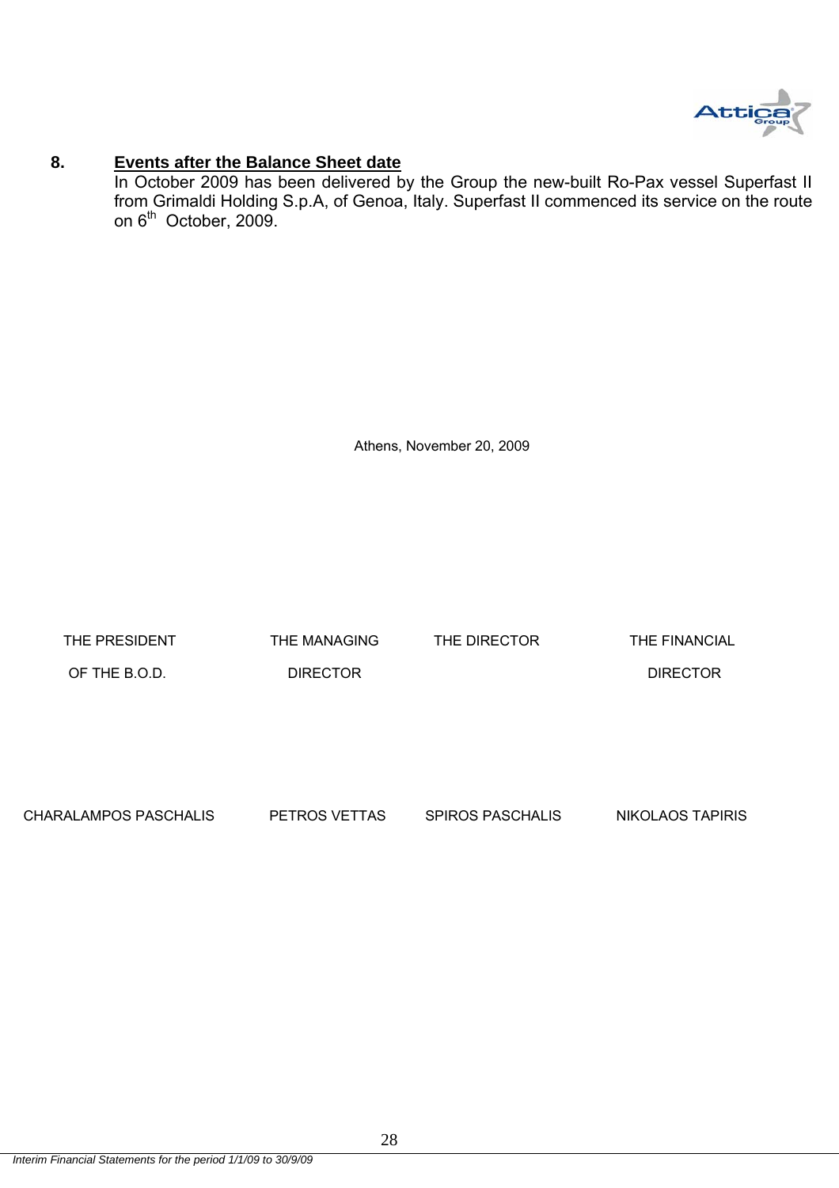## 8. Events after the Balance Sheet date

In October 2009 has been delivered by the Group the new-built Ro-Pax vessel Superfast II from Grimaldi Holding S.p.A, of Genoa, Italy. Superfast II commenced its service on the route on 6th October, 2009.

Athens, November 20, 2009

| THE PRESIDENT OF THE B.O.D. | THE MANAGING DIRECTOR | THE DIRECTOR | THE FINANCIAL DIRECTOR |
|---|---|---|---|
| CHARALAMPOS PASCHALIS | PETROS VETTAS | SPIROS PASCHALIS | NIKOLAOS TAPIRIS |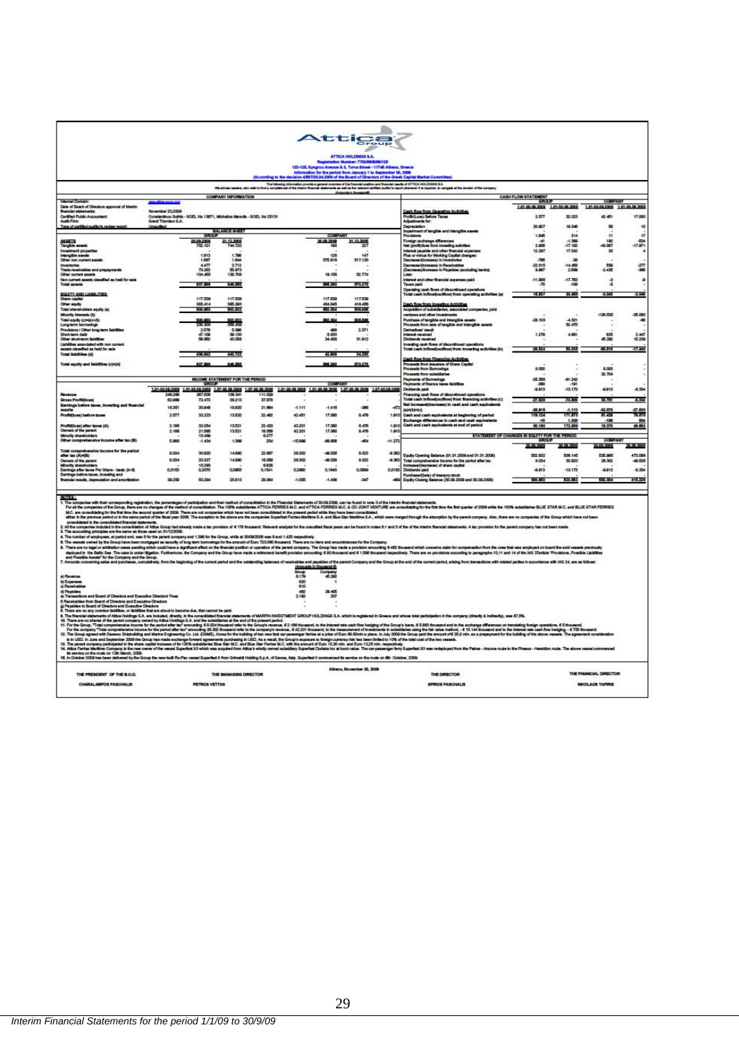# ATTICA HOLDINGS S.A.

**Registration Number: 7702/06/B/86/128**

**123-125, Syngrou Avenue & 3, Torva Street - 11745 Athens, Greece**

**Information for the period from January 1 to September 30, 2009**

**(According to the decision 4/507/28.04.2009 of the Board of Directors of the Greek Capital Market Committee)**

The following information provides a general overview of the financial position and financial results of ATTICA HOLDINGS S.A. We advise readers, who wish to find a complete set of the interim financial statements as well as the relevant certified auditor's report whenever it is required, to navigate at the domain of the company.

(Amounts in thousand €)

## COMPANY INFORMATION

| | |
|---|---|
| Internet Domain: | www.attica-group.com |
| Date of Board of Directors approval of interim financial statements: | November 23,2009 |
| Certified Public Accountant: | Constantinos Sotiris - SOEL No 13671, Michalios Manolis - SOEL No 25131 |
| Audit Firm: | Grant Thornton S.A. |
| Type of certified auditor's review report: | Unaudited |

## BALANCE SHEET

| | GROUP | | COMPANY | |
|---|---|---|---|---|
| **ASSETS** | 30.09.2009 | 31.12.2008 | 30.09.2009 | 31.12.2008 |
| Tangible assets | 752,101 | 744,720 | 190 | 227 |
| Investment properties | - | - | - | - |
| Intangible assets | 1,613 | 1,798 | 126 | 147 |
| Other non current assets | 1,667 | 1,644 | 576,918 | 517,130 |
| Inventories | 4,477 | 3,712 | - | - |
| Trade receivables and prepayments | 73,383 | 55,973 | - | - |
| Other current assets | 104,455 | 138,708 | 19,156 | 52,774 |
| Non current assets classified as held for sale | - | - | - | - |
| **Total assets** | **937,596** | **946,555** | **595,290** | **570,278** |
| **EQUITY AND LIABILITIES** | | | | |
| Share capital | 117,539 | 117,539 | 117,539 | 117,539 |
| Other equity | 383,414 | 385,293 | 434,845 | 418,456 |
| Total shareholders equity (a) | 500,953 | 502,832 | 552,384 | 535,995 |
| Minority interests (b) | - | - | - | - |
| Total equity (c)=(a)+(b) | 500,953 | 502,832 | 552,384 | 535,995 |
| Long-term borrowings | 330,306 | 358,439 | - | - |
| Provisions / Other long-term liabilities | 2,576 | 5,096 | 498 | 2,371 |
| Short-term debt | 47,109 | 39,130 | 8,000 | - |
| Other short-term liabilities | 56,650 | 43,058 | 34,408 | 31,912 |
| Liabilities associated with non current assets classified as held for sale | - | - | - | - |
| **Total liabilities (d)** | **436,642** | **443,723** | **42,906** | **34,283** |
| **Total equity and liabilities (c)+(d)** | **937,596** | **946,555** | **595,290** | **570,278** |

## INCOME STATEMENT FOR THE PERIOD

| | GROUP | | | | COMPANY | | | |
|---|---|---|---|---|---|---|---|---|
| | 1.01-30.09.2009 | 1.01-30.09.2008 | 1.07-30.09.2009 | 1.07-30.09.2008 | 1.01-30.09.2009 | 1.01-30.09.2008 | 1.07-30.09.2009 | 1.07-30.09.2008 |
| Revenue | 248,288 | 267,508 | 108,341 | 111,029 | - | - | - | - |
| Gross Profit/(loss) | 62,969 | 72,472 | 36,213 | 37,670 | - | - | - | - |
| Earnings before taxes, investing and financial results | 15,351 | 30,946 | 18,620 | 21,884 | -1,111 | -1,418 | -386 | -472 |
| Profit/(loss) before taxes | 2,577 | 32,223 | 13,532 | 22,482 | 42,451 | 17,080 | 8,476 | 1,910 |
| Profit/(loss) after taxes (A) | 2,166 | 33,054 | 13,521 | 22,433 | 42,201 | 17,080 | 8,476 | 1,910 |
| Owners of the parent | 2,166 | 21,585 | 13,521 | 16,056 | 42,201 | 17,080 | 8,476 | 1,910 |
| Minority shareholders | - | 10,469 | - | 6,377 | | | | |
| Other comprehensive income after tax (B) | 5,868 | -1,434 | 1,369 | 254 | -15,899 | -66,608 | -454 | -11,272 |
| Total comprehensive income for the period after tax (A)+(B) | 8,034 | 30,620 | 14,890 | 22,687 | 26,302 | -49,528 | 8,022 | -9,362 |
| Owners of the parent | 8,034 | 20,327 | 14,890 | 16,059 | 26,302 | -49,528 | 8,022 | -9,362 |
| Minority shareholders | - | 10,293 | - | 6,628 | | | | |
| Earnings after taxes Per Share - basic (in €) | 0,0153 | 0,2070 | 0,0955 | 0,1541 | 0,2980 | 0,1640 | 0,0598 | 0,0183 |
| Earnings before taxes, investing and financial results, depreciation and amortization | 39,258 | 50,294 | 25,813 | 28,064 | -1,055 | -1,408 | -347 | -469 |

## CASH FLOW STATEMENT

| | GROUP | | COMPANY | |
|---|---|---|---|---|
| | 1.01-30.09.2009 | 1.01-30.09.2008 | 1.01-30.09.2009 | 1.01-30.09.2008 |
| **Cash flow from Operating Activities** | | | | |
| Profit/(Loss) Before Taxes | 2,577 | 32,223 | 42,451 | 17,080 |
| Adjustments for: | | | | |
| Depreciation | 20,907 | 19,348 | 56 | 10 |
| Impairment of tangible and intangible assets | - | - | - | - |
| Provisions | 1,645 | 214 | 11 | 17 |
| Foreign exchange differences | -41 | -1,389 | 190 | -534 |
| Net (profit)/Loss from investing activities | 2,908 | -17,182 | -43,887 | -17,971 |
| Interest payable and other financial expenses | 13,287 | 17,042 | 30 | 4 |
| Plus or minus for Working Capital changes: | | | | |
| Decrease/(increase) in Inventories | -765 | -38 | - | - |
| Decrease/(increase) in Receivables | -22,015 | -14,459 | 559 | -377 |
| (Decrease)/increase in Payables (excluding banks) | 8,987 | 2,599 | -2,435 | -380 |
| Less: | | | | |
| Interest and other financial expenses paid | -11,898 | -17,763 | -3 | -9 |
| Taxes paid | -75 | -108 | -5 | - |
| Operating cash flows of discontinued operations | - | - | - | - |
| **Total cash inflow/(outflow) from operating activities (a)** | **15,837** | **20,485** | **-3,043** | **-2,046** |
| **Cash flow from Investing Activities** | | | | |
| Acquisition of subsidiaries, associated companies, joint ventures and other investments | - | - | -108,535 | -35,060 |
| Purchase of tangible and intangible assets | -28,103 | -4,321 | - | -86 |
| Proceeds from sale of tangible and intangible assets | - | 52,475 | - | - |
| Derivatives' result | - | - | - | - |
| Interest received | 1,279 | 4,881 | 625 | 2,447 |
| Dividends received | - | - | 45,292 | 15,259 |
| Investing cash flows of discontinued operations | - | - | - | - |
| **Total cash inflow/(outflow) from investing activities (b)** | **-26,824** | **53,035** | **-46,618** | **-17,440** |
| **Cash flow from Financing Activities** | | | | |
| Proceeds from issuance of Share Capital | - | - | - | - |
| Proceeds from Borrowings | 8,000 | - | 8,000 | - |
| Proceeds from subsidiaries | - | - | 32,704 | - |
| Payments of Borrowings | -25,358 | -61,240 | - | - |
| Payments of finance lease liabilities | -380 | -191 | - | - |
| Dividends paid | -9,913 | -13,173 | -9,913 | -8,334 |
| Financing cash flows of discontinued operations | - | - | - | - |
| **Total cash inflow/(outflow) from financing activities (c)** | **-27,629** | **-74,604** | **30,791** | **-8,334** |
| Net increase/(decrease) in cash and cash equivalents (a)+(b)+(c) | -38,616 | -1,115 | -18,870 | -27,820 |
| Cash and cash equivalents at beginning of period | 119,124 | 171,873 | 81,429 | 76,878 |
| Exchange differences in cash and cash equivalents | -18 | 1,329 | -169 | 534 |
| Cash and cash equivalents at end of period | 80,490 | 172,089 | 15,370 | 49,593 |

## STATEMENT OF CHANGES IN EQUITY FOR THE PERIOD

| | GROUP | | COMPANY | |
|---|---|---|---|---|
| | 30.09.2009 | 30.09.2008 | 30.09.2009 | 30.09.2008 |
| Equity Opening Balance (01.01.2009 and 01.01.2008) | 502,832 | 508,145 | 535,995 | 473,086 |
| Total comprehensive income for the period after tax | 8,034 | 30,620 | 26,302 | -49,528 |
| Increase/(decrease) of share capital | - | - | - | - |
| Dividends paid | -9,913 | -13,173 | -9,913 | -8,334 |
| Purchase/(Sale) of treasury stock | - | - | - | - |
| Equity Closing Balance (30.09.2009 and 30.09.2008) | 500,953 | 525,592 | 552,384 | 415,224 |

## NOTES:

7. Amounts concerning sales and purchases, cumulatively, from the beginning of the current period and the outstanding balances of receivables and payables of the parent Company and the Group at the end of the current period, arising from transactions with related parties in accordance with IAS 24, are as follows:

(Amounts in thousand €)

| | Group | Company |
|---|---|---|
| a) Revenue | 6,179 | 45,380 |
| b) Expenses | 820 | 1 |
| c) Receivables | 810 | - |
| d) Payables | 462 | 29,405 |
| e) Transactions and Board of Directors and Executive Directors' Fees | 3,192 | 357 |
| f) Receivables from Board of Directors and Executive Directors | - | - |
| g) Payables to Board of Directors and Executive Directors | - | - |

Athens, November 23, 2009

| THE PRESIDENT OF THE B.O.D. | THE MANAGING DIRECTOR | THE DIRECTOR | THE FINANCIAL DIRECTOR |
|---|---|---|---|
| CHARALAMPOS PASCHALIS | PETROS VETTAS | SPIROS PASCHALIS | NIKOLAOS TAPIRIS |